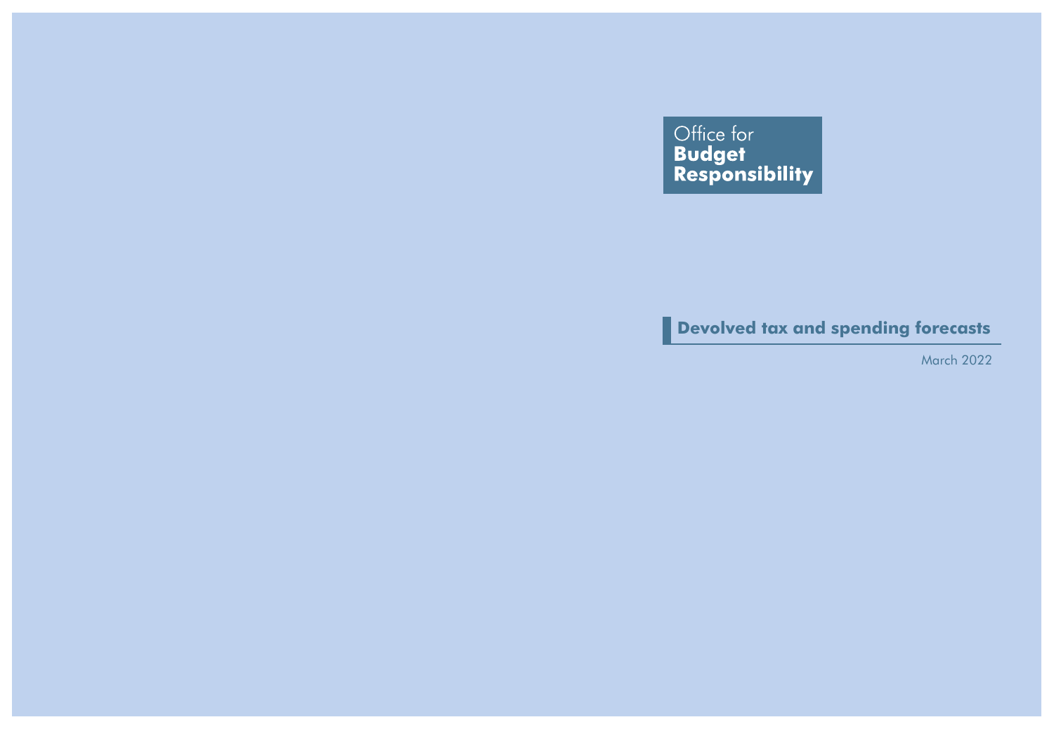Office for
**Budget**
**Responsibility**

# Devolved tax and spending forecasts

March 2022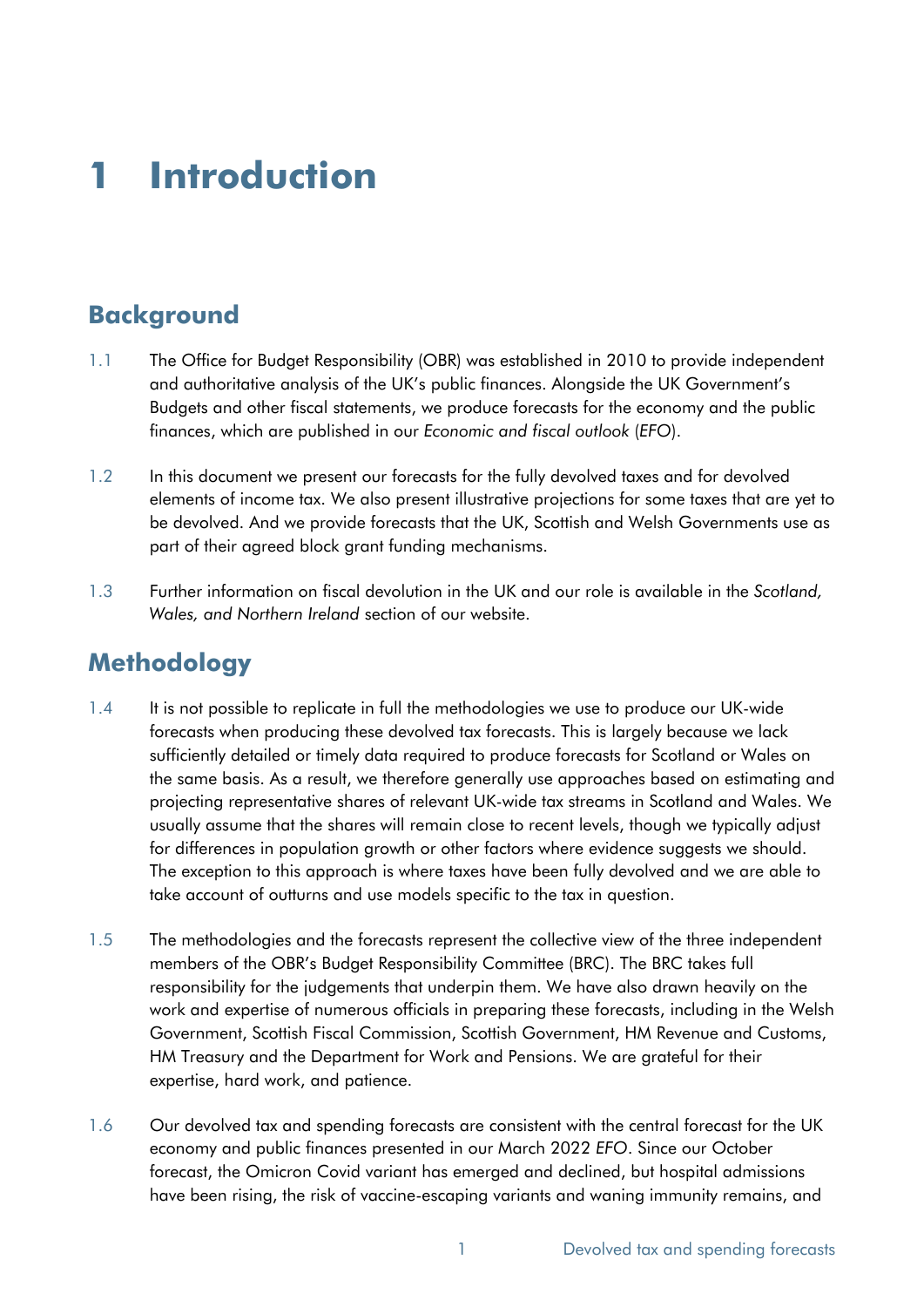# 1 Introduction

## Background

1.1 The Office for Budget Responsibility (OBR) was established in 2010 to provide independent and authoritative analysis of the UK's public finances. Alongside the UK Government's Budgets and other fiscal statements, we produce forecasts for the economy and the public finances, which are published in our *Economic and fiscal outlook* (*EFO*).

1.2 In this document we present our forecasts for the fully devolved taxes and for devolved elements of income tax. We also present illustrative projections for some taxes that are yet to be devolved. And we provide forecasts that the UK, Scottish and Welsh Governments use as part of their agreed block grant funding mechanisms.

1.3 Further information on fiscal devolution in the UK and our role is available in the *Scotland, Wales, and Northern Ireland* section of our website.

## Methodology

1.4 It is not possible to replicate in full the methodologies we use to produce our UK-wide forecasts when producing these devolved tax forecasts. This is largely because we lack sufficiently detailed or timely data required to produce forecasts for Scotland or Wales on the same basis. As a result, we therefore generally use approaches based on estimating and projecting representative shares of relevant UK-wide tax streams in Scotland and Wales. We usually assume that the shares will remain close to recent levels, though we typically adjust for differences in population growth or other factors where evidence suggests we should. The exception to this approach is where taxes have been fully devolved and we are able to take account of outturns and use models specific to the tax in question.

1.5 The methodologies and the forecasts represent the collective view of the three independent members of the OBR's Budget Responsibility Committee (BRC). The BRC takes full responsibility for the judgements that underpin them. We have also drawn heavily on the work and expertise of numerous officials in preparing these forecasts, including in the Welsh Government, Scottish Fiscal Commission, Scottish Government, HM Revenue and Customs, HM Treasury and the Department for Work and Pensions. We are grateful for their expertise, hard work, and patience.

1.6 Our devolved tax and spending forecasts are consistent with the central forecast for the UK economy and public finances presented in our March 2022 *EFO*. Since our October forecast, the Omicron Covid variant has emerged and declined, but hospital admissions have been rising, the risk of vaccine-escaping variants and waning immunity remains, and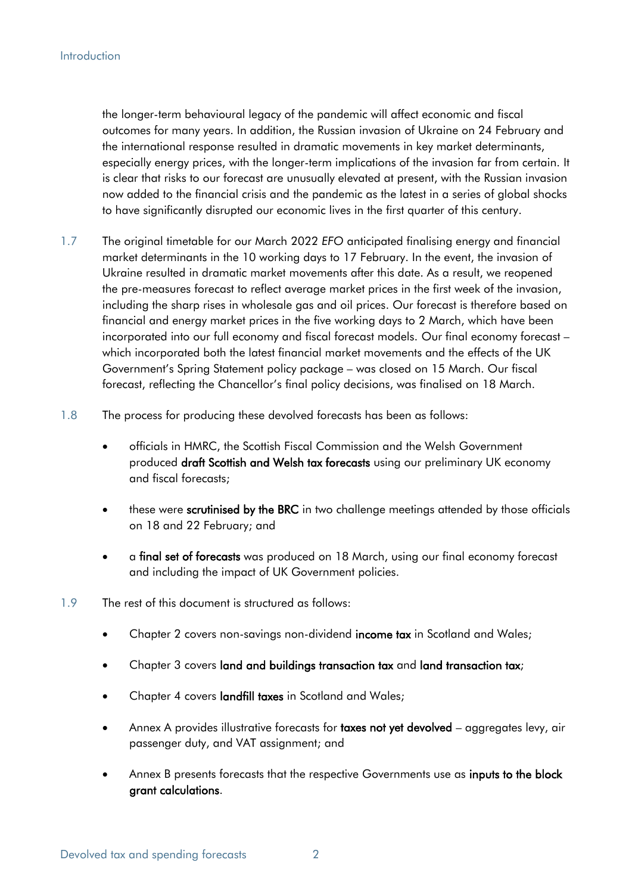the longer-term behavioural legacy of the pandemic will affect economic and fiscal outcomes for many years. In addition, the Russian invasion of Ukraine on 24 February and the international response resulted in dramatic movements in key market determinants, especially energy prices, with the longer-term implications of the invasion far from certain. It is clear that risks to our forecast are unusually elevated at present, with the Russian invasion now added to the financial crisis and the pandemic as the latest in a series of global shocks to have significantly disrupted our economic lives in the first quarter of this century.

1.7 The original timetable for our March 2022 *EFO* anticipated finalising energy and financial market determinants in the 10 working days to 17 February. In the event, the invasion of Ukraine resulted in dramatic market movements after this date. As a result, we reopened the pre-measures forecast to reflect average market prices in the first week of the invasion, including the sharp rises in wholesale gas and oil prices. Our forecast is therefore based on financial and energy market prices in the five working days to 2 March, which have been incorporated into our full economy and fiscal forecast models. Our final economy forecast – which incorporated both the latest financial market movements and the effects of the UK Government's Spring Statement policy package – was closed on 15 March. Our fiscal forecast, reflecting the Chancellor's final policy decisions, was finalised on 18 March.

1.8 The process for producing these devolved forecasts has been as follows:

- officials in HMRC, the Scottish Fiscal Commission and the Welsh Government produced **draft Scottish and Welsh tax forecasts** using our preliminary UK economy and fiscal forecasts;
- these were **scrutinised by the BRC** in two challenge meetings attended by those officials on 18 and 22 February; and
- a **final set of forecasts** was produced on 18 March, using our final economy forecast and including the impact of UK Government policies.

1.9 The rest of this document is structured as follows:

- Chapter 2 covers non-savings non-dividend **income tax** in Scotland and Wales;
- Chapter 3 covers **land and buildings transaction tax** and **land transaction tax**;
- Chapter 4 covers **landfill taxes** in Scotland and Wales;
- Annex A provides illustrative forecasts for **taxes not yet devolved** – aggregates levy, air passenger duty, and VAT assignment; and
- Annex B presents forecasts that the respective Governments use as **inputs to the block grant calculations**.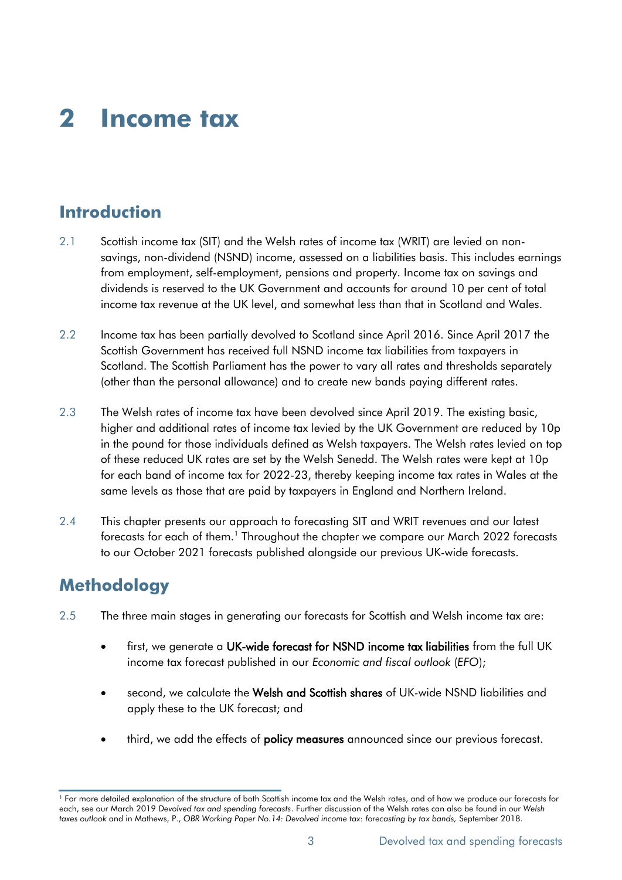# 2 Income tax

## Introduction

2.1 Scottish income tax (SIT) and the Welsh rates of income tax (WRIT) are levied on non-savings, non-dividend (NSND) income, assessed on a liabilities basis. This includes earnings from employment, self-employment, pensions and property. Income tax on savings and dividends is reserved to the UK Government and accounts for around 10 per cent of total income tax revenue at the UK level, and somewhat less than that in Scotland and Wales.

2.2 Income tax has been partially devolved to Scotland since April 2016. Since April 2017 the Scottish Government has received full NSND income tax liabilities from taxpayers in Scotland. The Scottish Parliament has the power to vary all rates and thresholds separately (other than the personal allowance) and to create new bands paying different rates.

2.3 The Welsh rates of income tax have been devolved since April 2019. The existing basic, higher and additional rates of income tax levied by the UK Government are reduced by 10p in the pound for those individuals defined as Welsh taxpayers. The Welsh rates levied on top of these reduced UK rates are set by the Welsh Senedd. The Welsh rates were kept at 10p for each band of income tax for 2022-23, thereby keeping income tax rates in Wales at the same levels as those that are paid by taxpayers in England and Northern Ireland.

2.4 This chapter presents our approach to forecasting SIT and WRIT revenues and our latest forecasts for each of them.[1] Throughout the chapter we compare our March 2022 forecasts to our October 2021 forecasts published alongside our previous UK-wide forecasts.

## Methodology

2.5 The three main stages in generating our forecasts for Scottish and Welsh income tax are:

- first, we generate a **UK-wide forecast for NSND income tax liabilities** from the full UK income tax forecast published in our *Economic and fiscal outlook* (*EFO*);
- second, we calculate the **Welsh and Scottish shares** of UK-wide NSND liabilities and apply these to the UK forecast; and
- third, we add the effects of **policy measures** announced since our previous forecast.

[1] For more detailed explanation of the structure of both Scottish income tax and the Welsh rates, and of how we produce our forecasts for each, see our March 2019 *Devolved tax and spending forecasts*. Further discussion of the Welsh rates can also be found in our *Welsh taxes outlook* and in Mathews, P., *OBR Working Paper No.14: Devolved income tax: forecasting by tax bands,* September 2018.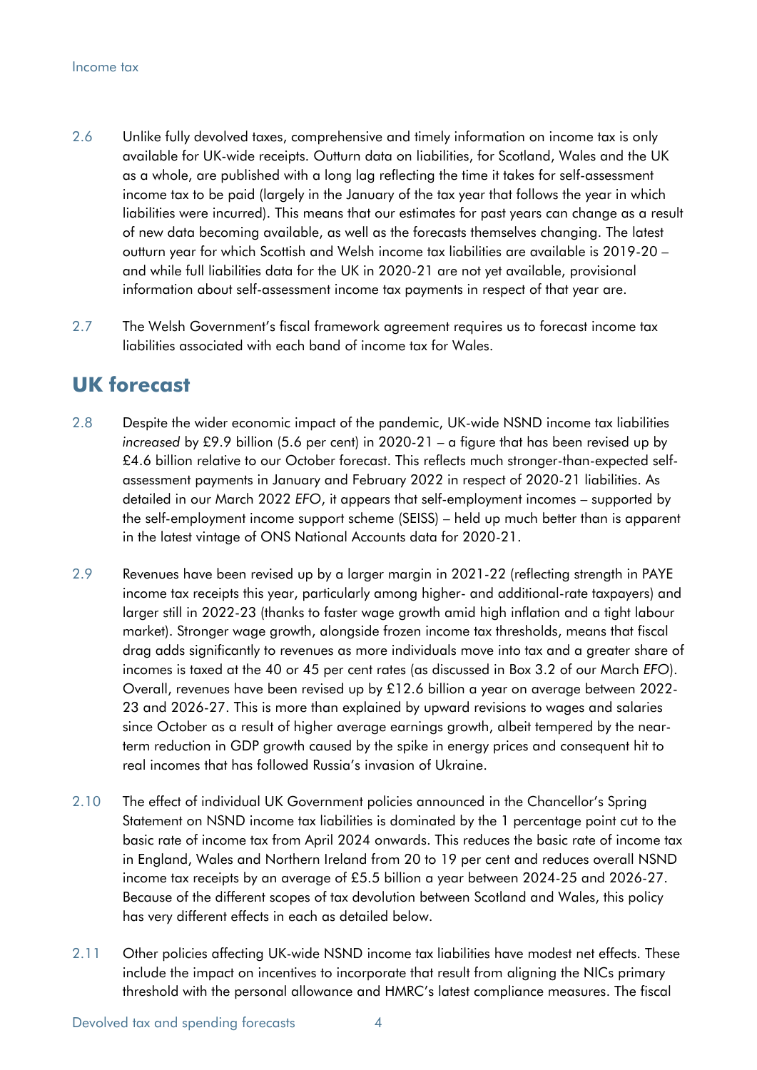2.6 Unlike fully devolved taxes, comprehensive and timely information on income tax is only available for UK-wide receipts. Outturn data on liabilities, for Scotland, Wales and the UK as a whole, are published with a long lag reflecting the time it takes for self-assessment income tax to be paid (largely in the January of the tax year that follows the year in which liabilities were incurred). This means that our estimates for past years can change as a result of new data becoming available, as well as the forecasts themselves changing. The latest outturn year for which Scottish and Welsh income tax liabilities are available is 2019-20 – and while full liabilities data for the UK in 2020-21 are not yet available, provisional information about self-assessment income tax payments in respect of that year are.

2.7 The Welsh Government's fiscal framework agreement requires us to forecast income tax liabilities associated with each band of income tax for Wales.

## UK forecast

2.8 Despite the wider economic impact of the pandemic, UK-wide NSND income tax liabilities *increased* by £9.9 billion (5.6 per cent) in 2020-21 – a figure that has been revised up by £4.6 billion relative to our October forecast. This reflects much stronger-than-expected self-assessment payments in January and February 2022 in respect of 2020-21 liabilities. As detailed in our March 2022 *EFO*, it appears that self-employment incomes – supported by the self-employment income support scheme (SEISS) – held up much better than is apparent in the latest vintage of ONS National Accounts data for 2020-21.

2.9 Revenues have been revised up by a larger margin in 2021-22 (reflecting strength in PAYE income tax receipts this year, particularly among higher- and additional-rate taxpayers) and larger still in 2022-23 (thanks to faster wage growth amid high inflation and a tight labour market). Stronger wage growth, alongside frozen income tax thresholds, means that fiscal drag adds significantly to revenues as more individuals move into tax and a greater share of incomes is taxed at the 40 or 45 per cent rates (as discussed in Box 3.2 of our March *EFO*). Overall, revenues have been revised up by £12.6 billion a year on average between 2022-23 and 2026-27. This is more than explained by upward revisions to wages and salaries since October as a result of higher average earnings growth, albeit tempered by the near-term reduction in GDP growth caused by the spike in energy prices and consequent hit to real incomes that has followed Russia's invasion of Ukraine.

2.10 The effect of individual UK Government policies announced in the Chancellor's Spring Statement on NSND income tax liabilities is dominated by the 1 percentage point cut to the basic rate of income tax from April 2024 onwards. This reduces the basic rate of income tax in England, Wales and Northern Ireland from 20 to 19 per cent and reduces overall NSND income tax receipts by an average of £5.5 billion a year between 2024-25 and 2026-27. Because of the different scopes of tax devolution between Scotland and Wales, this policy has very different effects in each as detailed below.

2.11 Other policies affecting UK-wide NSND income tax liabilities have modest net effects. These include the impact on incentives to incorporate that result from aligning the NICs primary threshold with the personal allowance and HMRC's latest compliance measures. The fiscal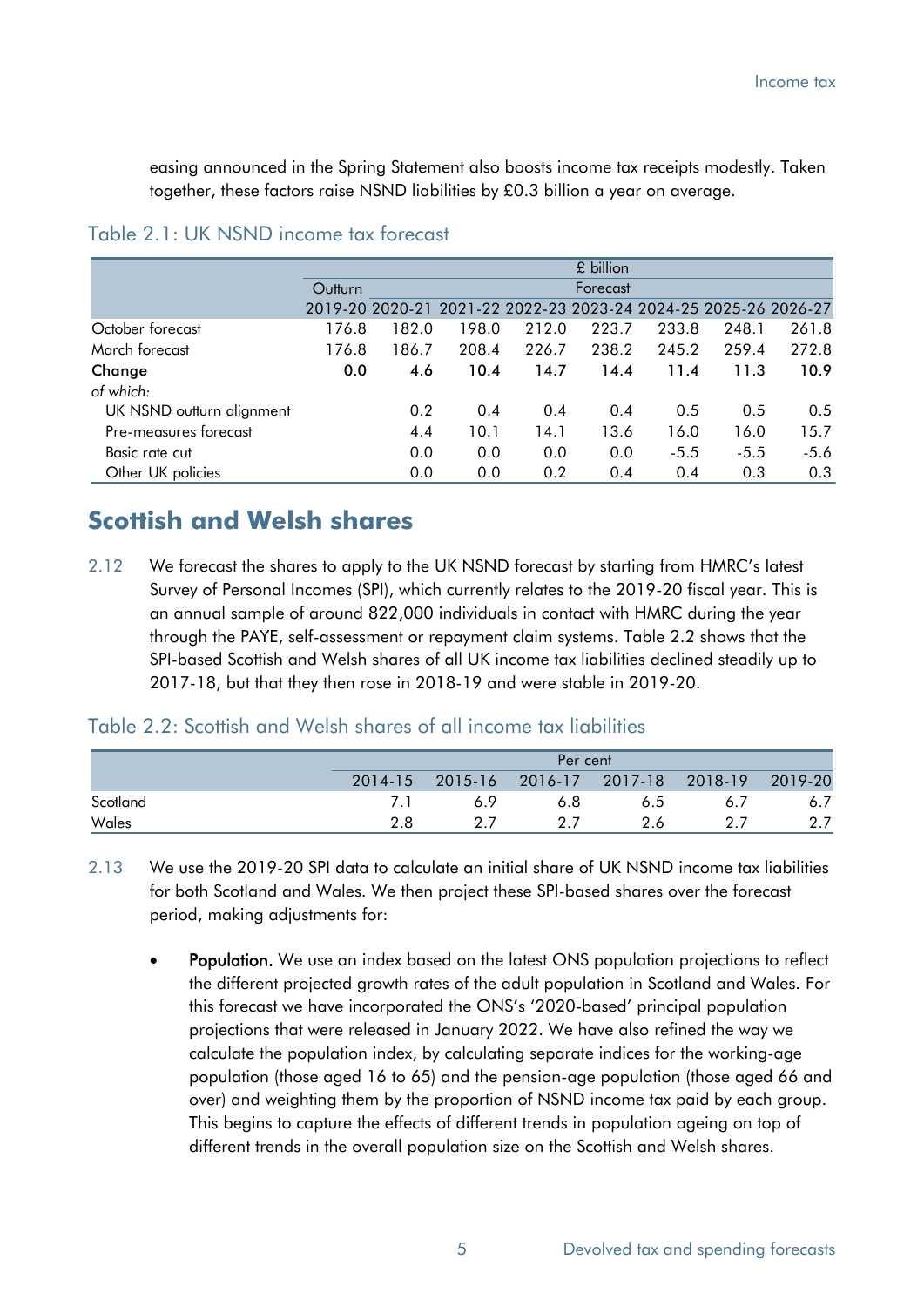easing announced in the Spring Statement also boosts income tax receipts modestly. Taken together, these factors raise NSND liabilities by £0.3 billion a year on average.

## Table 2.1: UK NSND income tax forecast

| | £ billion | | | | | | | |
|---|---|---|---|---|---|---|---|---|
| | Outturn | Forecast | | | | | | |
| | 2019-20 | 2020-21 | 2021-22 | 2022-23 | 2023-24 | 2024-25 | 2025-26 | 2026-27 |
| October forecast | 176.8 | 182.0 | 198.0 | 212.0 | 223.7 | 233.8 | 248.1 | 261.8 |
| March forecast | 176.8 | 186.7 | 208.4 | 226.7 | 238.2 | 245.2 | 259.4 | 272.8 |
| **Change** | **0.0** | **4.6** | **10.4** | **14.7** | **14.4** | **11.4** | **11.3** | **10.9** |
| *of which:* | | | | | | | | |
| UK NSND outturn alignment | | 0.2 | 0.4 | 0.4 | 0.4 | 0.5 | 0.5 | 0.5 |
| Pre-measures forecast | | 4.4 | 10.1 | 14.1 | 13.6 | 16.0 | 16.0 | 15.7 |
| Basic rate cut | | 0.0 | 0.0 | 0.0 | 0.0 | -5.5 | -5.5 | -5.6 |
| Other UK policies | | 0.0 | 0.0 | 0.2 | 0.4 | 0.4 | 0.3 | 0.3 |

## Scottish and Welsh shares

2.12 We forecast the shares to apply to the UK NSND forecast by starting from HMRC's latest Survey of Personal Incomes (SPI), which currently relates to the 2019-20 fiscal year. This is an annual sample of around 822,000 individuals in contact with HMRC during the year through the PAYE, self-assessment or repayment claim systems. Table 2.2 shows that the SPI-based Scottish and Welsh shares of all UK income tax liabilities declined steadily up to 2017-18, but that they then rose in 2018-19 and were stable in 2019-20.

## Table 2.2: Scottish and Welsh shares of all income tax liabilities

| | Per cent | | | | | |
|---|---|---|---|---|---|---|
| | 2014-15 | 2015-16 | 2016-17 | 2017-18 | 2018-19 | 2019-20 |
| Scotland | 7.1 | 6.9 | 6.8 | 6.5 | 6.7 | 6.7 |
| Wales | 2.8 | 2.7 | 2.7 | 2.6 | 2.7 | 2.7 |

2.13 We use the 2019-20 SPI data to calculate an initial share of UK NSND income tax liabilities for both Scotland and Wales. We then project these SPI-based shares over the forecast period, making adjustments for:

- **Population.** We use an index based on the latest ONS population projections to reflect the different projected growth rates of the adult population in Scotland and Wales. For this forecast we have incorporated the ONS's '2020-based' principal population projections that were released in January 2022. We have also refined the way we calculate the population index, by calculating separate indices for the working-age population (those aged 16 to 65) and the pension-age population (those aged 66 and over) and weighting them by the proportion of NSND income tax paid by each group. This begins to capture the effects of different trends in population ageing on top of different trends in the overall population size on the Scottish and Welsh shares.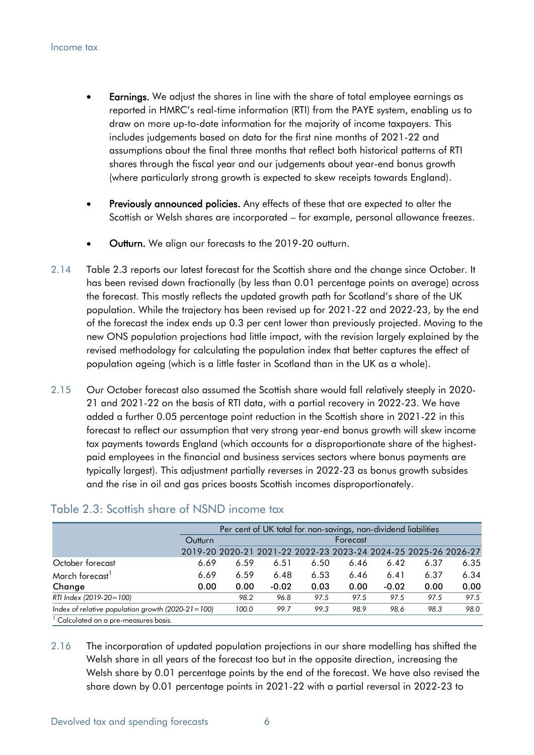- **Earnings.** We adjust the shares in line with the share of total employee earnings as reported in HMRC's real-time information (RTI) from the PAYE system, enabling us to draw on more up-to-date information for the majority of income taxpayers. This includes judgements based on data for the first nine months of 2021-22 and assumptions about the final three months that reflect both historical patterns of RTI shares through the fiscal year and our judgements about year-end bonus growth (where particularly strong growth is expected to skew receipts towards England).

- **Previously announced policies.** Any effects of these that are expected to alter the Scottish or Welsh shares are incorporated – for example, personal allowance freezes.

- **Outturn.** We align our forecasts to the 2019-20 outturn.

2.14 Table 2.3 reports our latest forecast for the Scottish share and the change since October. It has been revised down fractionally (by less than 0.01 percentage points on average) across the forecast. This mostly reflects the updated growth path for Scotland's share of the UK population. While the trajectory has been revised up for 2021-22 and 2022-23, by the end of the forecast the index ends up 0.3 per cent lower than previously projected. Moving to the new ONS population projections had little impact, with the revision largely explained by the revised methodology for calculating the population index that better captures the effect of population ageing (which is a little faster in Scotland than in the UK as a whole).

2.15 Our October forecast also assumed the Scottish share would fall relatively steeply in 2020-21 and 2021-22 on the basis of RTI data, with a partial recovery in 2022-23. We have added a further 0.05 percentage point reduction in the Scottish share in 2021-22 in this forecast to reflect our assumption that very strong year-end bonus growth will skew income tax payments towards England (which accounts for a disproportionate share of the highest-paid employees in the financial and business services sectors where bonus payments are typically largest). This adjustment partially reverses in 2022-23 as bonus growth subsides and the rise in oil and gas prices boosts Scottish incomes disproportionately.

## Table 2.3: Scottish share of NSND income tax

| | Per cent of UK total for non-savings, non-dividend liabilities | | | | | | | |
|---|---|---|---|---|---|---|---|---|
| | Outturn | Forecast | | | | | | |
| | 2019-20 | 2020-21 | 2021-22 | 2022-23 | 2023-24 | 2024-25 | 2025-26 | 2026-27 |
| October forecast | 6.69 | 6.59 | 6.51 | 6.50 | 6.46 | 6.42 | 6.37 | 6.35 |
| March forecast[1] | 6.69 | 6.59 | 6.48 | 6.53 | 6.46 | 6.41 | 6.37 | 6.34 |
| **Change** | **0.00** | **0.00** | **-0.02** | **0.03** | **0.00** | **-0.02** | **0.00** | **0.00** |
| *RTI Index (2019-20=100)* | | *98.2* | *96.8* | *97.5* | *97.5* | *97.5* | *97.5* | *97.5* |
| *Index of relative population growth (2020-21=100)* | | *100.0* | *99.7* | *99.3* | *98.9* | *98.6* | *98.3* | *98.0* |

[1] Calculated on a pre-measures basis.

2.16 The incorporation of updated population projections in our share modelling has shifted the Welsh share in all years of the forecast too but in the opposite direction, increasing the Welsh share by 0.01 percentage points by the end of the forecast. We have also revised the share down by 0.01 percentage points in 2021-22 with a partial reversal in 2022-23 to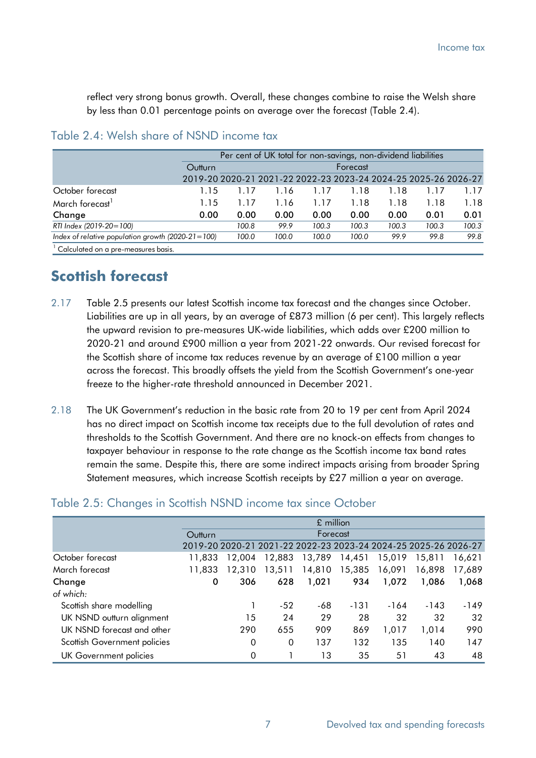reflect very strong bonus growth. Overall, these changes combine to raise the Welsh share by less than 0.01 percentage points on average over the forecast (Table 2.4).

## Table 2.4: Welsh share of NSND income tax

| | Per cent of UK total for non-savings, non-dividend liabilities | | | | | | | |
|---|---|---|---|---|---|---|---|---|
| | Outturn | Forecast | | | | | | |
| | 2019-20 | 2020-21 | 2021-22 | 2022-23 | 2023-24 | 2024-25 | 2025-26 | 2026-27 |
| October forecast | 1.15 | 1.17 | 1.16 | 1.17 | 1.18 | 1.18 | 1.17 | 1.17 |
| March forecast[1] | 1.15 | 1.17 | 1.16 | 1.17 | 1.18 | 1.18 | 1.18 | 1.18 |
| **Change** | **0.00** | **0.00** | **0.00** | **0.00** | **0.00** | **0.00** | **0.01** | **0.01** |
| *RTI Index (2019-20=100)* | | *100.8* | *99.9* | *100.3* | *100.3* | *100.3* | *100.3* | *100.3* |
| *Index of relative population growth (2020-21=100)* | | *100.0* | *100.0* | *100.0* | *100.0* | *99.9* | *99.8* | *99.8* |

[1] Calculated on a pre-measures basis.

# Scottish forecast

2.17 Table 2.5 presents our latest Scottish income tax forecast and the changes since October. Liabilities are up in all years, by an average of £873 million (6 per cent). This largely reflects the upward revision to pre-measures UK-wide liabilities, which adds over £200 million to 2020-21 and around £900 million a year from 2021-22 onwards. Our revised forecast for the Scottish share of income tax reduces revenue by an average of £100 million a year across the forecast. This broadly offsets the yield from the Scottish Government's one-year freeze to the higher-rate threshold announced in December 2021.

2.18 The UK Government's reduction in the basic rate from 20 to 19 per cent from April 2024 has no direct impact on Scottish income tax receipts due to the full devolution of rates and thresholds to the Scottish Government. And there are no knock-on effects from changes to taxpayer behaviour in response to the rate change as the Scottish income tax band rates remain the same. Despite this, there are some indirect impacts arising from broader Spring Statement measures, which increase Scottish receipts by £27 million a year on average.

## Table 2.5: Changes in Scottish NSND income tax since October

| | £ million | | | | | | | |
|---|---|---|---|---|---|---|---|---|
| | Outturn | Forecast | | | | | | |
| | 2019-20 | 2020-21 | 2021-22 | 2022-23 | 2023-24 | 2024-25 | 2025-26 | 2026-27 |
| October forecast | 11,833 | 12,004 | 12,883 | 13,789 | 14,451 | 15,019 | 15,811 | 16,621 |
| March forecast | 11,833 | 12,310 | 13,511 | 14,810 | 15,385 | 16,091 | 16,898 | 17,689 |
| **Change** | **0** | **306** | **628** | **1,021** | **934** | **1,072** | **1,086** | **1,068** |
| *of which:* | | | | | | | | |
| Scottish share modelling | | 1 | -52 | -68 | -131 | -164 | -143 | -149 |
| UK NSND outturn alignment | | 15 | 24 | 29 | 28 | 32 | 32 | 32 |
| UK NSND forecast and other | | 290 | 655 | 909 | 869 | 1,017 | 1,014 | 990 |
| Scottish Government policies | | 0 | 0 | 137 | 132 | 135 | 140 | 147 |
| UK Government policies | | 0 | 1 | 13 | 35 | 51 | 43 | 48 |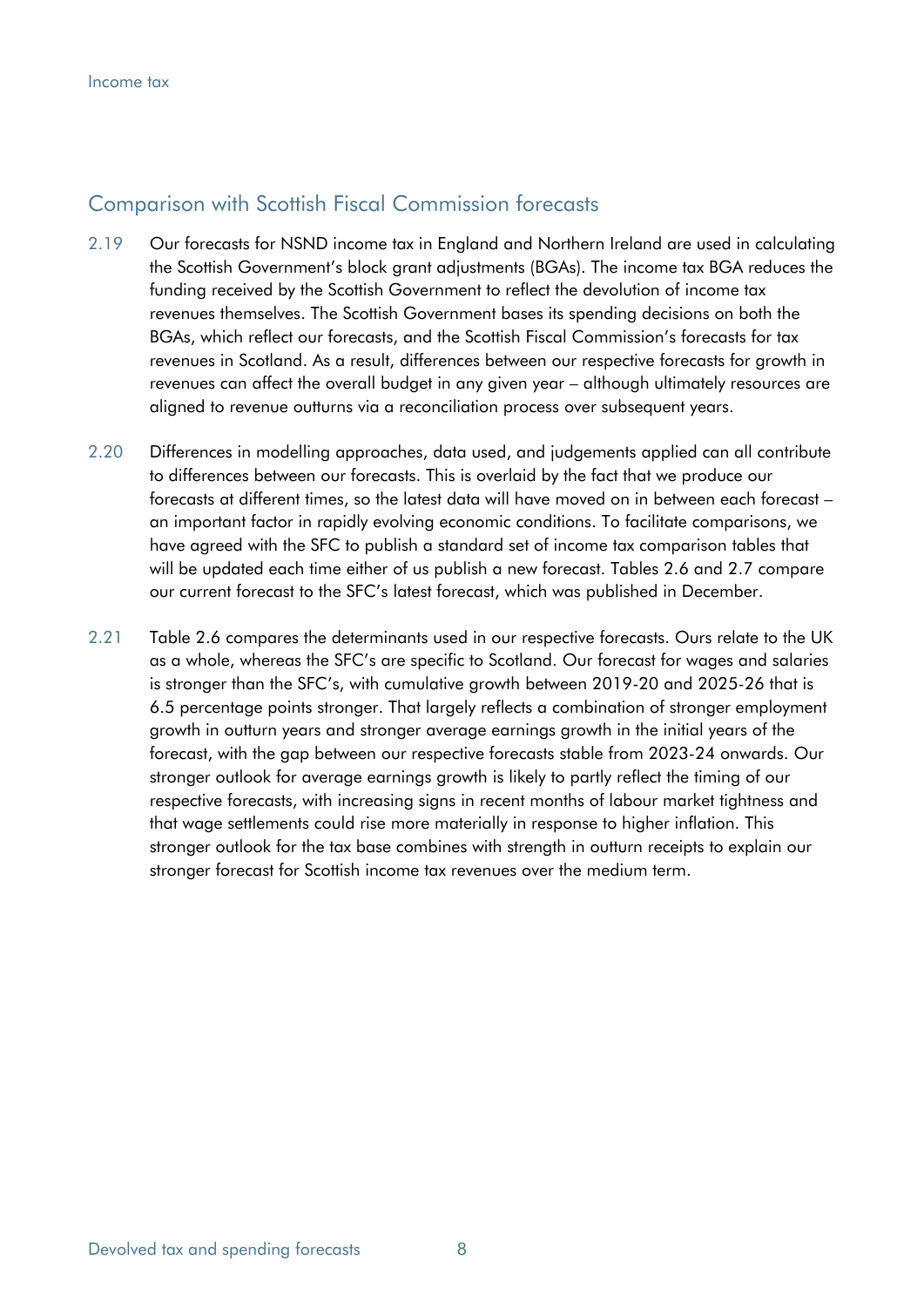## Comparison with Scottish Fiscal Commission forecasts

2.19 Our forecasts for NSND income tax in England and Northern Ireland are used in calculating the Scottish Government's block grant adjustments (BGAs). The income tax BGA reduces the funding received by the Scottish Government to reflect the devolution of income tax revenues themselves. The Scottish Government bases its spending decisions on both the BGAs, which reflect our forecasts, and the Scottish Fiscal Commission's forecasts for tax revenues in Scotland. As a result, differences between our respective forecasts for growth in revenues can affect the overall budget in any given year – although ultimately resources are aligned to revenue outturns via a reconciliation process over subsequent years.

2.20 Differences in modelling approaches, data used, and judgements applied can all contribute to differences between our forecasts. This is overlaid by the fact that we produce our forecasts at different times, so the latest data will have moved on in between each forecast – an important factor in rapidly evolving economic conditions. To facilitate comparisons, we have agreed with the SFC to publish a standard set of income tax comparison tables that will be updated each time either of us publish a new forecast. Tables 2.6 and 2.7 compare our current forecast to the SFC's latest forecast, which was published in December.

2.21 Table 2.6 compares the determinants used in our respective forecasts. Ours relate to the UK as a whole, whereas the SFC's are specific to Scotland. Our forecast for wages and salaries is stronger than the SFC's, with cumulative growth between 2019-20 and 2025-26 that is 6.5 percentage points stronger. That largely reflects a combination of stronger employment growth in outturn years and stronger average earnings growth in the initial years of the forecast, with the gap between our respective forecasts stable from 2023-24 onwards. Our stronger outlook for average earnings growth is likely to partly reflect the timing of our respective forecasts, with increasing signs in recent months of labour market tightness and that wage settlements could rise more materially in response to higher inflation. This stronger outlook for the tax base combines with strength in outturn receipts to explain our stronger forecast for Scottish income tax revenues over the medium term.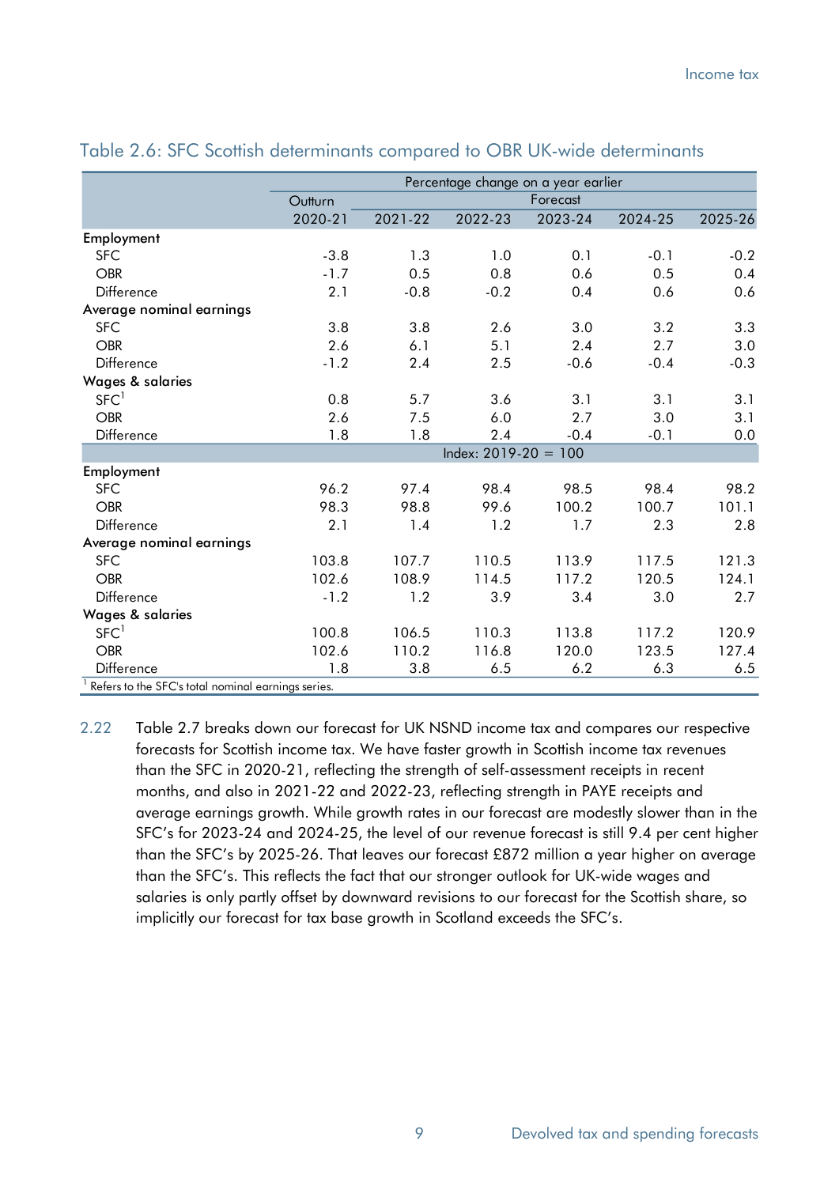Table 2.6: SFC Scottish determinants compared to OBR UK-wide determinants

| | Percentage change on a year earlier | | | | | |
|---|---|---|---|---|---|---|
| | Outturn | Forecast | | | | |
| | 2020-21 | 2021-22 | 2022-23 | 2023-24 | 2024-25 | 2025-26 |
| **Employment** | | | | | | |
| SFC | -3.8 | 1.3 | 1.0 | 0.1 | -0.1 | -0.2 |
| OBR | -1.7 | 0.5 | 0.8 | 0.6 | 0.5 | 0.4 |
| Difference | 2.1 | -0.8 | -0.2 | 0.4 | 0.6 | 0.6 |
| **Average nominal earnings** | | | | | | |
| SFC | 3.8 | 3.8 | 2.6 | 3.0 | 3.2 | 3.3 |
| OBR | 2.6 | 6.1 | 5.1 | 2.4 | 2.7 | 3.0 |
| Difference | -1.2 | 2.4 | 2.5 | -0.6 | -0.4 | -0.3 |
| **Wages & salaries** | | | | | | |
| SFC[1] | 0.8 | 5.7 | 3.6 | 3.1 | 3.1 | 3.1 |
| OBR | 2.6 | 7.5 | 6.0 | 2.7 | 3.0 | 3.1 |
| Difference | 1.8 | 1.8 | 2.4 | -0.4 | -0.1 | 0.0 |
| | Index: 2019-20 = 100 | | | | | |
| **Employment** | | | | | | |
| SFC | 96.2 | 97.4 | 98.4 | 98.5 | 98.4 | 98.2 |
| OBR | 98.3 | 98.8 | 99.6 | 100.2 | 100.7 | 101.1 |
| Difference | 2.1 | 1.4 | 1.2 | 1.7 | 2.3 | 2.8 |
| **Average nominal earnings** | | | | | | |
| SFC | 103.8 | 107.7 | 110.5 | 113.9 | 117.5 | 121.3 |
| OBR | 102.6 | 108.9 | 114.5 | 117.2 | 120.5 | 124.1 |
| Difference | -1.2 | 1.2 | 3.9 | 3.4 | 3.0 | 2.7 |
| **Wages & salaries** | | | | | | |
| SFC[1] | 100.8 | 106.5 | 110.3 | 113.8 | 117.2 | 120.9 |
| OBR | 102.6 | 110.2 | 116.8 | 120.0 | 123.5 | 127.4 |
| Difference | 1.8 | 3.8 | 6.5 | 6.2 | 6.3 | 6.5 |

[1] Refers to the SFC's total nominal earnings series.

2.22 Table 2.7 breaks down our forecast for UK NSND income tax and compares our respective forecasts for Scottish income tax. We have faster growth in Scottish income tax revenues than the SFC in 2020-21, reflecting the strength of self-assessment receipts in recent months, and also in 2021-22 and 2022-23, reflecting strength in PAYE receipts and average earnings growth. While growth rates in our forecast are modestly slower than in the SFC's for 2023-24 and 2024-25, the level of our revenue forecast is still 9.4 per cent higher than the SFC's by 2025-26. That leaves our forecast £872 million a year higher on average than the SFC's. This reflects the fact that our stronger outlook for UK-wide wages and salaries is only partly offset by downward revisions to our forecast for the Scottish share, so implicitly our forecast for tax base growth in Scotland exceeds the SFC's.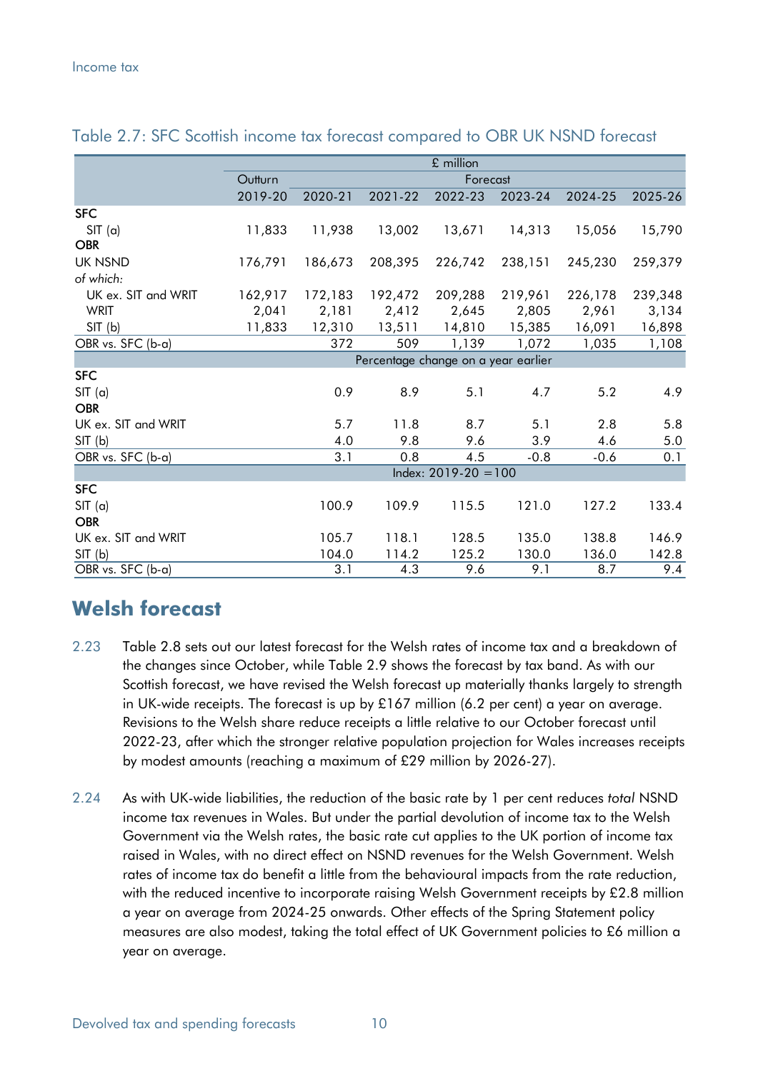Table 2.7: SFC Scottish income tax forecast compared to OBR UK NSND forecast

| | £ million | | | | | | |
|---|---|---|---|---|---|---|---|
| | Outturn | Forecast | | | | | |
| | 2019-20 | 2020-21 | 2021-22 | 2022-23 | 2023-24 | 2024-25 | 2025-26 |
| **SFC** | | | | | | | |
| SIT (a) | 11,833 | 11,938 | 13,002 | 13,671 | 14,313 | 15,056 | 15,790 |
| **OBR** | | | | | | | |
| UK NSND | 176,791 | 186,673 | 208,395 | 226,742 | 238,151 | 245,230 | 259,379 |
| *of which:* | | | | | | | |
| UK ex. SIT and WRIT | 162,917 | 172,183 | 192,472 | 209,288 | 219,961 | 226,178 | 239,348 |
| WRIT | 2,041 | 2,181 | 2,412 | 2,645 | 2,805 | 2,961 | 3,134 |
| SIT (b) | 11,833 | 12,310 | 13,511 | 14,810 | 15,385 | 16,091 | 16,898 |
| OBR vs. SFC (b-a) | | 372 | 509 | 1,139 | 1,072 | 1,035 | 1,108 |
| | Percentage change on a year earlier | | | | | | |
| **SFC** | | | | | | | |
| SIT (a) | | 0.9 | 8.9 | 5.1 | 4.7 | 5.2 | 4.9 |
| **OBR** | | | | | | | |
| UK ex. SIT and WRIT | | 5.7 | 11.8 | 8.7 | 5.1 | 2.8 | 5.8 |
| SIT (b) | | 4.0 | 9.8 | 9.6 | 3.9 | 4.6 | 5.0 |
| OBR vs. SFC (b-a) | | 3.1 | 0.8 | 4.5 | -0.8 | -0.6 | 0.1 |
| | Index: 2019-20 =100 | | | | | | |
| **SFC** | | | | | | | |
| SIT (a) | | 100.9 | 109.9 | 115.5 | 121.0 | 127.2 | 133.4 |
| **OBR** | | | | | | | |
| UK ex. SIT and WRIT | | 105.7 | 118.1 | 128.5 | 135.0 | 138.8 | 146.9 |
| SIT (b) | | 104.0 | 114.2 | 125.2 | 130.0 | 136.0 | 142.8 |
| OBR vs. SFC (b-a) | | 3.1 | 4.3 | 9.6 | 9.1 | 8.7 | 9.4 |

## Welsh forecast

2.23 Table 2.8 sets out our latest forecast for the Welsh rates of income tax and a breakdown of the changes since October, while Table 2.9 shows the forecast by tax band. As with our Scottish forecast, we have revised the Welsh forecast up materially thanks largely to strength in UK-wide receipts. The forecast is up by £167 million (6.2 per cent) a year on average. Revisions to the Welsh share reduce receipts a little relative to our October forecast until 2022-23, after which the stronger relative population projection for Wales increases receipts by modest amounts (reaching a maximum of £29 million by 2026-27).

2.24 As with UK-wide liabilities, the reduction of the basic rate by 1 per cent reduces *total* NSND income tax revenues in Wales. But under the partial devolution of income tax to the Welsh Government via the Welsh rates, the basic rate cut applies to the UK portion of income tax raised in Wales, with no direct effect on NSND revenues for the Welsh Government. Welsh rates of income tax do benefit a little from the behavioural impacts from the rate reduction, with the reduced incentive to incorporate raising Welsh Government receipts by £2.8 million a year on average from 2024-25 onwards. Other effects of the Spring Statement policy measures are also modest, taking the total effect of UK Government policies to £6 million a year on average.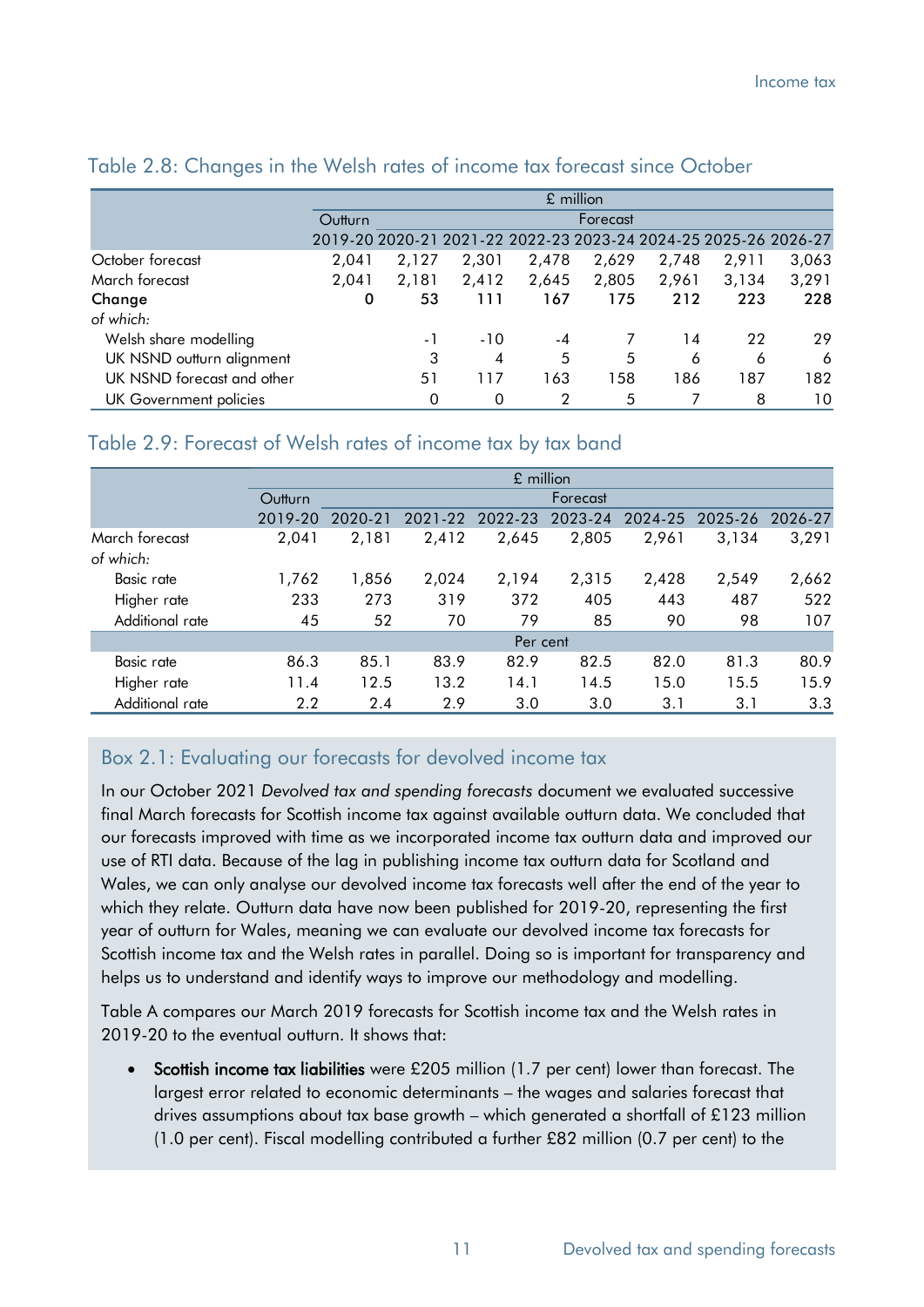## Table 2.8: Changes in the Welsh rates of income tax forecast since October

| | £ million | | | | | | | |
|---|---|---|---|---|---|---|---|---|
| | Outturn | Forecast | | | | | | |
| | 2019-20 | 2020-21 | 2021-22 | 2022-23 | 2023-24 | 2024-25 | 2025-26 | 2026-27 |
| October forecast | 2,041 | 2,127 | 2,301 | 2,478 | 2,629 | 2,748 | 2,911 | 3,063 |
| March forecast | 2,041 | 2,181 | 2,412 | 2,645 | 2,805 | 2,961 | 3,134 | 3,291 |
| **Change** | **0** | **53** | **111** | **167** | **175** | **212** | **223** | **228** |
| *of which:* | | | | | | | | |
| Welsh share modelling | | -1 | -10 | -4 | 7 | 14 | 22 | 29 |
| UK NSND outturn alignment | | 3 | 4 | 5 | 5 | 6 | 6 | 6 |
| UK NSND forecast and other | | 51 | 117 | 163 | 158 | 186 | 187 | 182 |
| UK Government policies | | 0 | 0 | 2 | 5 | 7 | 8 | 10 |

## Table 2.9: Forecast of Welsh rates of income tax by tax band

| | £ million | | | | | | | |
|---|---|---|---|---|---|---|---|---|
| | Outturn | Forecast | | | | | | |
| | 2019-20 | 2020-21 | 2021-22 | 2022-23 | 2023-24 | 2024-25 | 2025-26 | 2026-27 |
| March forecast | 2,041 | 2,181 | 2,412 | 2,645 | 2,805 | 2,961 | 3,134 | 3,291 |
| *of which:* | | | | | | | | |
| Basic rate | 1,762 | 1,856 | 2,024 | 2,194 | 2,315 | 2,428 | 2,549 | 2,662 |
| Higher rate | 233 | 273 | 319 | 372 | 405 | 443 | 487 | 522 |
| Additional rate | 45 | 52 | 70 | 79 | 85 | 90 | 98 | 107 |
| | Per cent | | | | | | | |
| Basic rate | 86.3 | 85.1 | 83.9 | 82.9 | 82.5 | 82.0 | 81.3 | 80.9 |
| Higher rate | 11.4 | 12.5 | 13.2 | 14.1 | 14.5 | 15.0 | 15.5 | 15.9 |
| Additional rate | 2.2 | 2.4 | 2.9 | 3.0 | 3.0 | 3.1 | 3.1 | 3.3 |

### Box 2.1: Evaluating our forecasts for devolved income tax

In our October 2021 *Devolved tax and spending forecasts* document we evaluated successive final March forecasts for Scottish income tax against available outturn data. We concluded that our forecasts improved with time as we incorporated income tax outturn data and improved our use of RTI data. Because of the lag in publishing income tax outturn data for Scotland and Wales, we can only analyse our devolved income tax forecasts well after the end of the year to which they relate. Outturn data have now been published for 2019-20, representing the first year of outturn for Wales, meaning we can evaluate our devolved income tax forecasts for Scottish income tax and the Welsh rates in parallel. Doing so is important for transparency and helps us to understand and identify ways to improve our methodology and modelling.

Table A compares our March 2019 forecasts for Scottish income tax and the Welsh rates in 2019-20 to the eventual outturn. It shows that:

- **Scottish income tax liabilities** were £205 million (1.7 per cent) lower than forecast. The largest error related to economic determinants – the wages and salaries forecast that drives assumptions about tax base growth – which generated a shortfall of £123 million (1.0 per cent). Fiscal modelling contributed a further £82 million (0.7 per cent) to the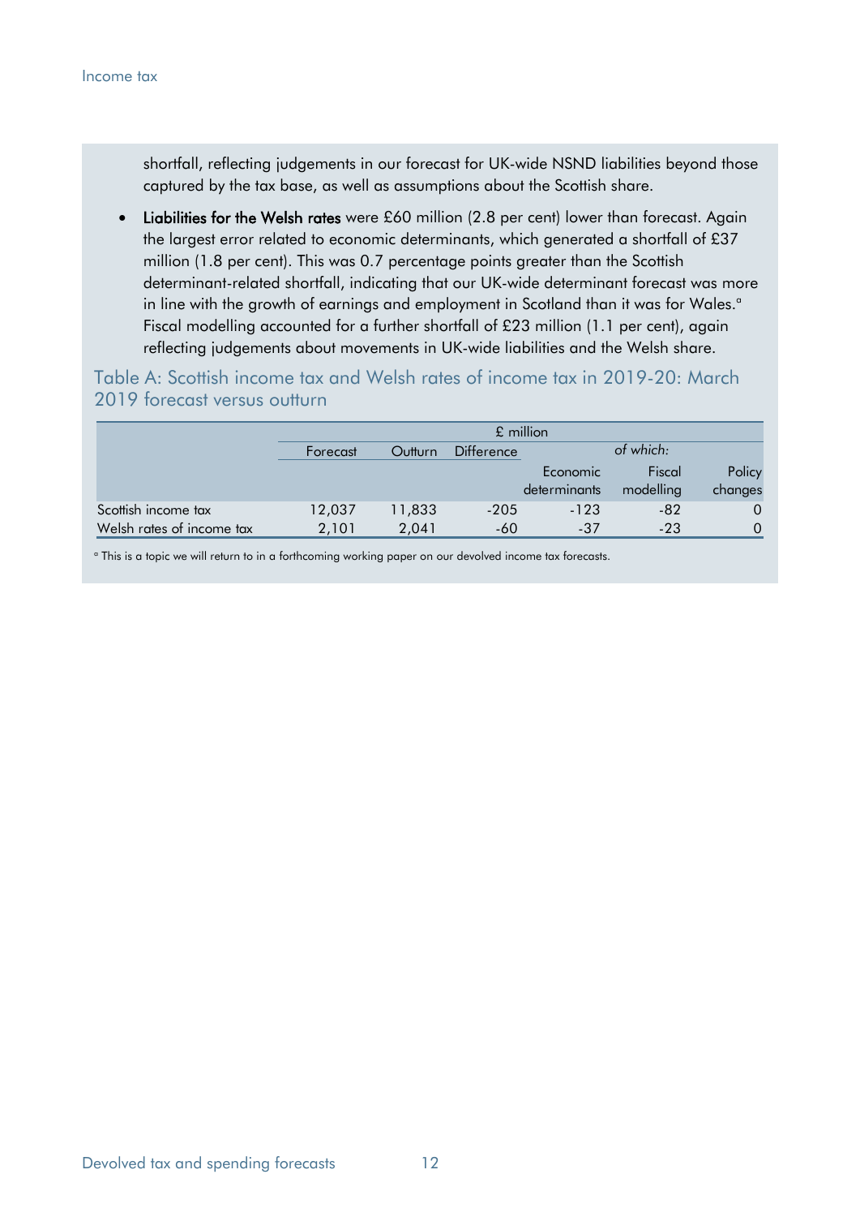shortfall, reflecting judgements in our forecast for UK-wide NSND liabilities beyond those captured by the tax base, as well as assumptions about the Scottish share.

- **Liabilities for the Welsh rates** were £60 million (2.8 per cent) lower than forecast. Again the largest error related to economic determinants, which generated a shortfall of £37 million (1.8 per cent). This was 0.7 percentage points greater than the Scottish determinant-related shortfall, indicating that our UK-wide determinant forecast was more in line with the growth of earnings and employment in Scotland than it was for Wales.[a] Fiscal modelling accounted for a further shortfall of £23 million (1.1 per cent), again reflecting judgements about movements in UK-wide liabilities and the Welsh share.

### Table A: Scottish income tax and Welsh rates of income tax in 2019-20: March 2019 forecast versus outturn

| | £ million | | | | | |
|---|---|---|---|---|---|---|
| | Forecast | Outturn | Difference | *of which:* | | |
| | | | | Economic determinants | Fiscal modelling | Policy changes |
| Scottish income tax | 12,037 | 11,833 | -205 | -123 | -82 | 0 |
| Welsh rates of income tax | 2,101 | 2,041 | -60 | -37 | -23 | 0 |

[a] This is a topic we will return to in a forthcoming working paper on our devolved income tax forecasts.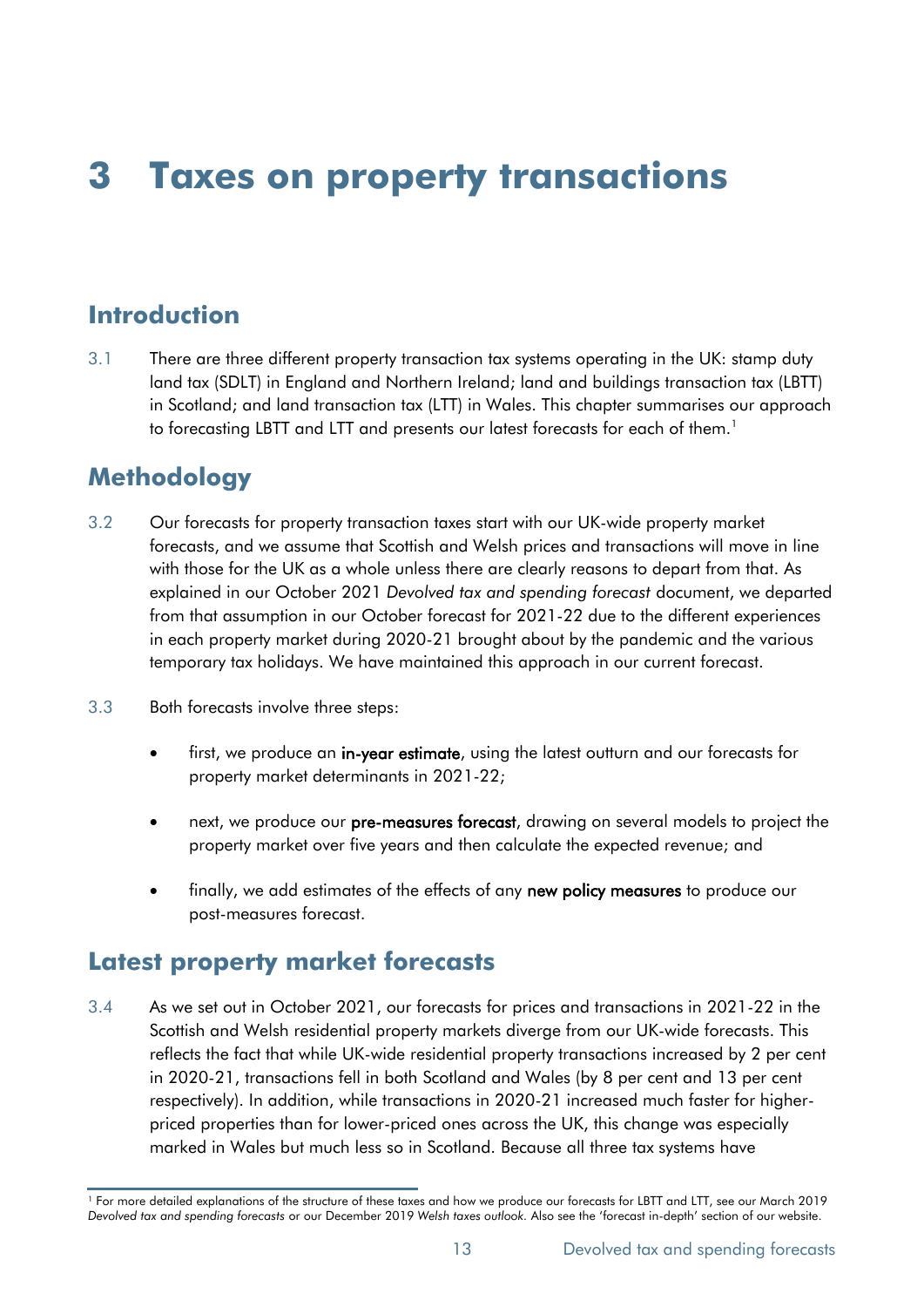# 3 Taxes on property transactions

## Introduction

3.1 There are three different property transaction tax systems operating in the UK: stamp duty land tax (SDLT) in England and Northern Ireland; land and buildings transaction tax (LBTT) in Scotland; and land transaction tax (LTT) in Wales. This chapter summarises our approach to forecasting LBTT and LTT and presents our latest forecasts for each of them.[1]

## Methodology

3.2 Our forecasts for property transaction taxes start with our UK-wide property market forecasts, and we assume that Scottish and Welsh prices and transactions will move in line with those for the UK as a whole unless there are clearly reasons to depart from that. As explained in our October 2021 *Devolved tax and spending forecast* document, we departed from that assumption in our October forecast for 2021-22 due to the different experiences in each property market during 2020-21 brought about by the pandemic and the various temporary tax holidays. We have maintained this approach in our current forecast.

3.3 Both forecasts involve three steps:

- first, we produce an **in-year estimate**, using the latest outturn and our forecasts for property market determinants in 2021-22;
- next, we produce our **pre-measures forecast**, drawing on several models to project the property market over five years and then calculate the expected revenue; and
- finally, we add estimates of the effects of any **new policy measures** to produce our post-measures forecast.

## Latest property market forecasts

3.4 As we set out in October 2021, our forecasts for prices and transactions in 2021-22 in the Scottish and Welsh residential property markets diverge from our UK-wide forecasts. This reflects the fact that while UK-wide residential property transactions increased by 2 per cent in 2020-21, transactions fell in both Scotland and Wales (by 8 per cent and 13 per cent respectively). In addition, while transactions in 2020-21 increased much faster for higher-priced properties than for lower-priced ones across the UK, this change was especially marked in Wales but much less so in Scotland. Because all three tax systems have

[1] For more detailed explanations of the structure of these taxes and how we produce our forecasts for LBTT and LTT, see our March 2019 *Devolved tax and spending forecasts* or our December 2019 *Welsh taxes outlook*. Also see the 'forecast in-depth' section of our website.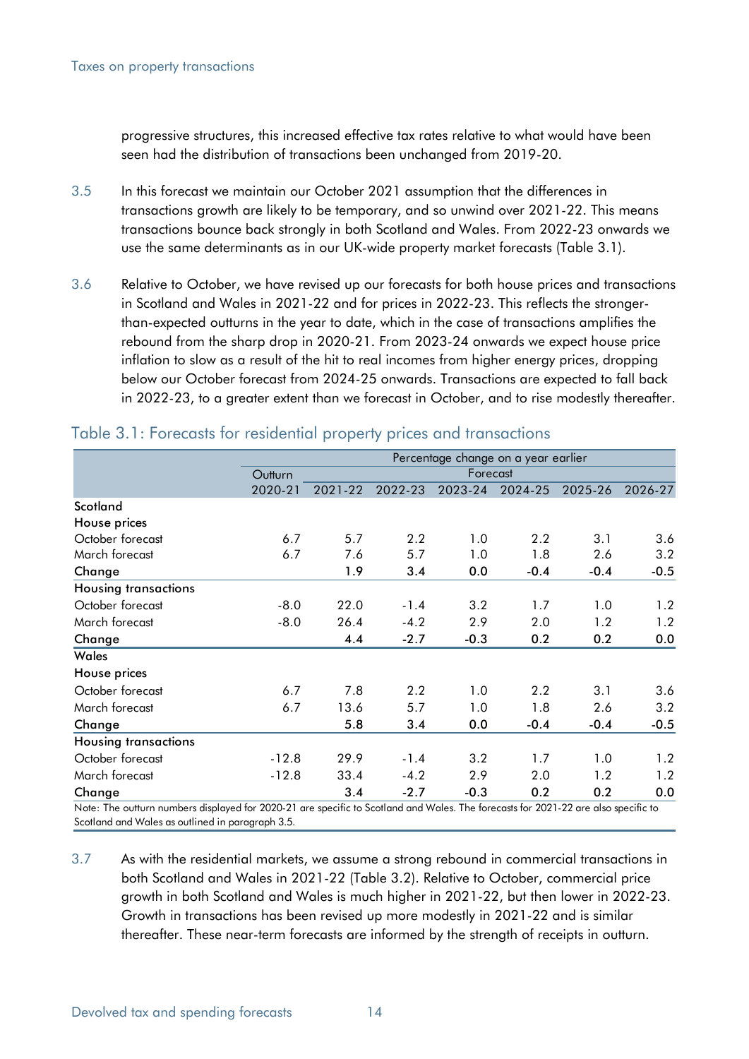progressive structures, this increased effective tax rates relative to what would have been seen had the distribution of transactions been unchanged from 2019-20.

3.5 In this forecast we maintain our October 2021 assumption that the differences in transactions growth are likely to be temporary, and so unwind over 2021-22. This means transactions bounce back strongly in both Scotland and Wales. From 2022-23 onwards we use the same determinants as in our UK-wide property market forecasts (Table 3.1).

3.6 Relative to October, we have revised up our forecasts for both house prices and transactions in Scotland and Wales in 2021-22 and for prices in 2022-23. This reflects the stronger-than-expected outturns in the year to date, which in the case of transactions amplifies the rebound from the sharp drop in 2020-21. From 2023-24 onwards we expect house price inflation to slow as a result of the hit to real incomes from higher energy prices, dropping below our October forecast from 2024-25 onwards. Transactions are expected to fall back in 2022-23, to a greater extent than we forecast in October, and to rise modestly thereafter.

## Table 3.1: Forecasts for residential property prices and transactions

| | Percentage change on a year earlier | | | | | | |
|---|---|---|---|---|---|---|---|
| | Outturn | Forecast | | | | | |
| | 2020-21 | 2021-22 | 2022-23 | 2023-24 | 2024-25 | 2025-26 | 2026-27 |
| **Scotland** | | | | | | | |
| **House prices** | | | | | | | |
| October forecast | 6.7 | 5.7 | 2.2 | 1.0 | 2.2 | 3.1 | 3.6 |
| March forecast | 6.7 | 7.6 | 5.7 | 1.0 | 1.8 | 2.6 | 3.2 |
| **Change** | | **1.9** | **3.4** | **0.0** | **-0.4** | **-0.4** | **-0.5** |
| **Housing transactions** | | | | | | | |
| October forecast | -8.0 | 22.0 | -1.4 | 3.2 | 1.7 | 1.0 | 1.2 |
| March forecast | -8.0 | 26.4 | -4.2 | 2.9 | 2.0 | 1.2 | 1.2 |
| **Change** | | **4.4** | **-2.7** | **-0.3** | **0.2** | **0.2** | **0.0** |
| **Wales** | | | | | | | |
| **House prices** | | | | | | | |
| October forecast | 6.7 | 7.8 | 2.2 | 1.0 | 2.2 | 3.1 | 3.6 |
| March forecast | 6.7 | 13.6 | 5.7 | 1.0 | 1.8 | 2.6 | 3.2 |
| **Change** | | **5.8** | **3.4** | **0.0** | **-0.4** | **-0.4** | **-0.5** |
| **Housing transactions** | | | | | | | |
| October forecast | -12.8 | 29.9 | -1.4 | 3.2 | 1.7 | 1.0 | 1.2 |
| March forecast | -12.8 | 33.4 | -4.2 | 2.9 | 2.0 | 1.2 | 1.2 |
| **Change** | | **3.4** | **-2.7** | **-0.3** | **0.2** | **0.2** | **0.0** |

Note: The outturn numbers displayed for 2020-21 are specific to Scotland and Wales. The forecasts for 2021-22 are also specific to Scotland and Wales as outlined in paragraph 3.5.

3.7 As with the residential markets, we assume a strong rebound in commercial transactions in both Scotland and Wales in 2021-22 (Table 3.2). Relative to October, commercial price growth in both Scotland and Wales is much higher in 2021-22, but then lower in 2022-23. Growth in transactions has been revised up more modestly in 2021-22 and is similar thereafter. These near-term forecasts are informed by the strength of receipts in outturn.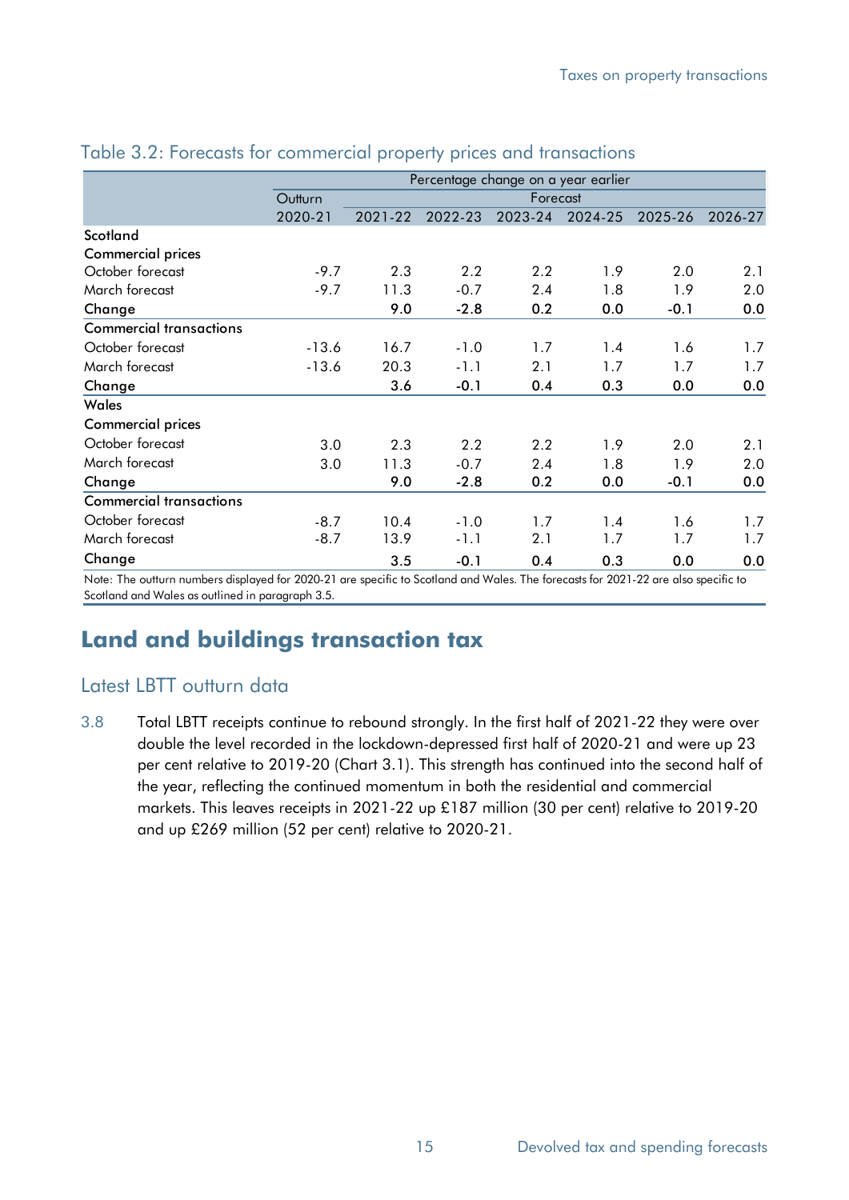Table 3.2: Forecasts for commercial property prices and transactions

| | Percentage change on a year earlier | | | | | | |
|---|---|---|---|---|---|---|---|
| | Outturn | Forecast | | | | | |
| | 2020-21 | 2021-22 | 2022-23 | 2023-24 | 2024-25 | 2025-26 | 2026-27 |
| **Scotland** | | | | | | | |
| **Commercial prices** | | | | | | | |
| October forecast | -9.7 | 2.3 | 2.2 | 2.2 | 1.9 | 2.0 | 2.1 |
| March forecast | -9.7 | 11.3 | -0.7 | 2.4 | 1.8 | 1.9 | 2.0 |
| **Change** | | **9.0** | **-2.8** | **0.2** | **0.0** | **-0.1** | **0.0** |
| **Commercial transactions** | | | | | | | |
| October forecast | -13.6 | 16.7 | -1.0 | 1.7 | 1.4 | 1.6 | 1.7 |
| March forecast | -13.6 | 20.3 | -1.1 | 2.1 | 1.7 | 1.7 | 1.7 |
| **Change** | | **3.6** | **-0.1** | **0.4** | **0.3** | **0.0** | **0.0** |
| **Wales** | | | | | | | |
| **Commercial prices** | | | | | | | |
| October forecast | 3.0 | 2.3 | 2.2 | 2.2 | 1.9 | 2.0 | 2.1 |
| March forecast | 3.0 | 11.3 | -0.7 | 2.4 | 1.8 | 1.9 | 2.0 |
| **Change** | | **9.0** | **-2.8** | **0.2** | **0.0** | **-0.1** | **0.0** |
| **Commercial transactions** | | | | | | | |
| October forecast | -8.7 | 10.4 | -1.0 | 1.7 | 1.4 | 1.6 | 1.7 |
| March forecast | -8.7 | 13.9 | -1.1 | 2.1 | 1.7 | 1.7 | 1.7 |
| **Change** | | **3.5** | **-0.1** | **0.4** | **0.3** | **0.0** | **0.0** |

Note: The outturn numbers displayed for 2020-21 are specific to Scotland and Wales. The forecasts for 2021-22 are also specific to Scotland and Wales as outlined in paragraph 3.5.

# Land and buildings transaction tax

## Latest LBTT outturn data

3.8 Total LBTT receipts continue to rebound strongly. In the first half of 2021-22 they were over double the level recorded in the lockdown-depressed first half of 2020-21 and were up 23 per cent relative to 2019-20 (Chart 3.1). This strength has continued into the second half of the year, reflecting the continued momentum in both the residential and commercial markets. This leaves receipts in 2021-22 up £187 million (30 per cent) relative to 2019-20 and up £269 million (52 per cent) relative to 2020-21.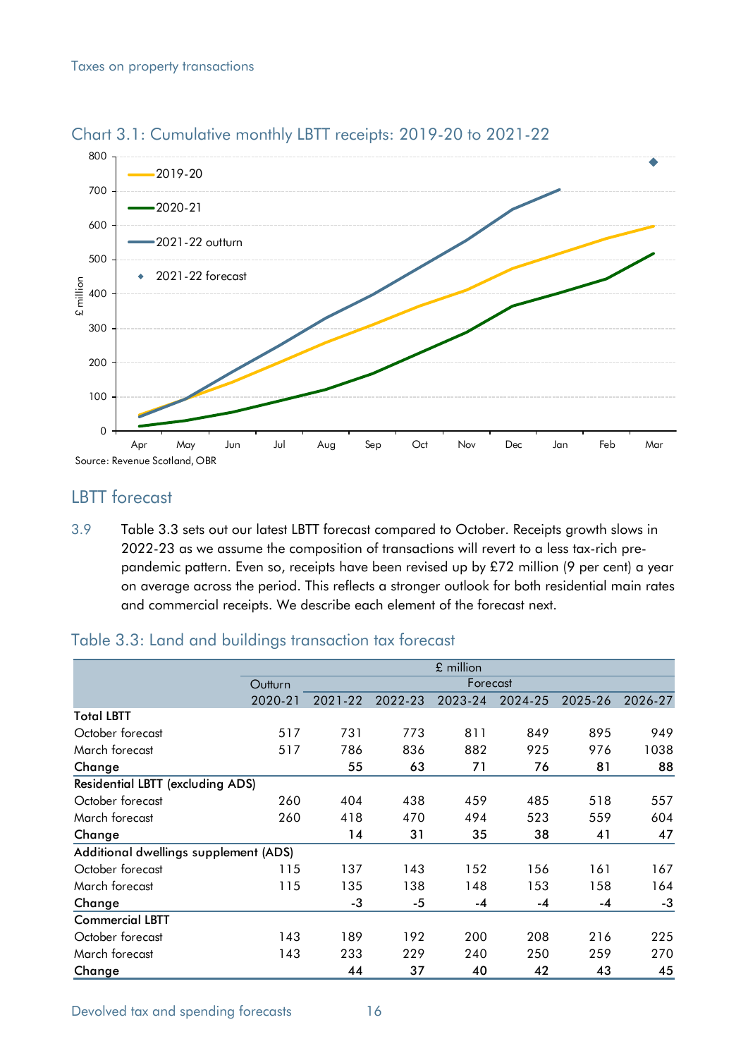## Chart 3.1: Cumulative monthly LBTT receipts: 2019-20 to 2021-22

Source: Revenue Scotland, OBR

## LBTT forecast

3.9 Table 3.3 sets out our latest LBTT forecast compared to October. Receipts growth slows in 2022-23 as we assume the composition of transactions will revert to a less tax-rich pre-pandemic pattern. Even so, receipts have been revised up by £72 million (9 per cent) a year on average across the period. This reflects a stronger outlook for both residential main rates and commercial receipts. We describe each element of the forecast next.

### Table 3.3: Land and buildings transaction tax forecast

| | £ million | | | | | | |
|---|---|---|---|---|---|---|---|
| | Outturn | Forecast | | | | | |
| | 2020-21 | 2021-22 | 2022-23 | 2023-24 | 2024-25 | 2025-26 | 2026-27 |
| **Total LBTT** | | | | | | | |
| October forecast | 517 | 731 | 773 | 811 | 849 | 895 | 949 |
| March forecast | 517 | 786 | 836 | 882 | 925 | 976 | 1038 |
| **Change** | | **55** | **63** | **71** | **76** | **81** | **88** |
| Residential LBTT (excluding ADS) | | | | | | | |
| October forecast | 260 | 404 | 438 | 459 | 485 | 518 | 557 |
| March forecast | 260 | 418 | 470 | 494 | 523 | 559 | 604 |
| **Change** | | **14** | **31** | **35** | **38** | **41** | **47** |
| Additional dwellings supplement (ADS) | | | | | | | |
| October forecast | 115 | 137 | 143 | 152 | 156 | 161 | 167 |
| March forecast | 115 | 135 | 138 | 148 | 153 | 158 | 164 |
| **Change** | | **-3** | **-5** | **-4** | **-4** | **-4** | **-3** |
| Commercial LBTT | | | | | | | |
| October forecast | 143 | 189 | 192 | 200 | 208 | 216 | 225 |
| March forecast | 143 | 233 | 229 | 240 | 250 | 259 | 270 |
| **Change** | | **44** | **37** | **40** | **42** | **43** | **45** |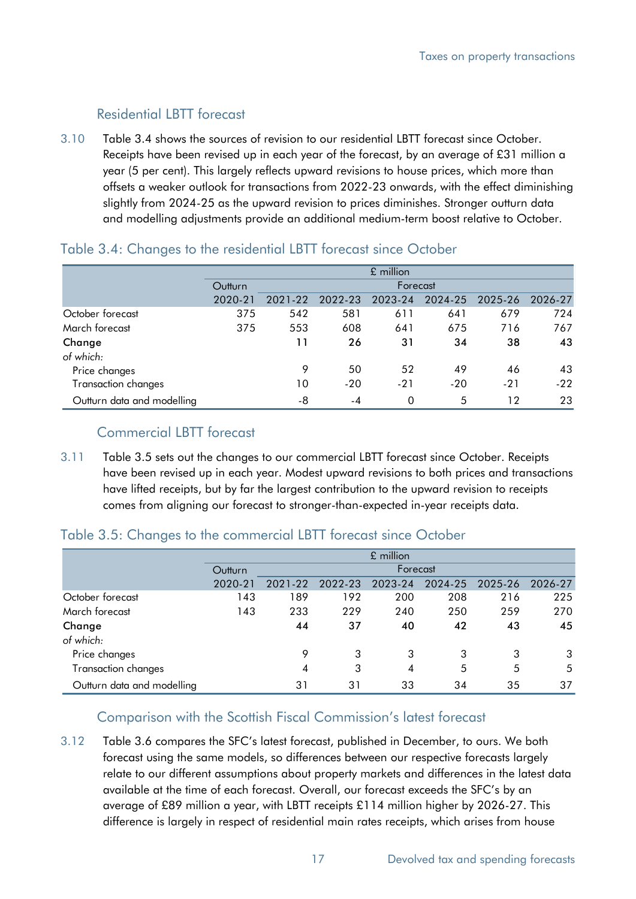### Residential LBTT forecast

3.10 Table 3.4 shows the sources of revision to our residential LBTT forecast since October. Receipts have been revised up in each year of the forecast, by an average of £31 million a year (5 per cent). This largely reflects upward revisions to house prices, which more than offsets a weaker outlook for transactions from 2022-23 onwards, with the effect diminishing slightly from 2024-25 as the upward revision to prices diminishes. Stronger outturn data and modelling adjustments provide an additional medium-term boost relative to October.

## Table 3.4: Changes to the residential LBTT forecast since October

| | £ million | | | | | | |
|---|---|---|---|---|---|---|---|
| | Outturn | Forecast | | | | | |
| | 2020-21 | 2021-22 | 2022-23 | 2023-24 | 2024-25 | 2025-26 | 2026-27 |
| October forecast | 375 | 542 | 581 | 611 | 641 | 679 | 724 |
| March forecast | 375 | 553 | 608 | 641 | 675 | 716 | 767 |
| **Change** | | **11** | **26** | **31** | **34** | **38** | **43** |
| *of which:* | | | | | | | |
| Price changes | | 9 | 50 | 52 | 49 | 46 | 43 |
| Transaction changes | | 10 | -20 | -21 | -20 | -21 | -22 |
| Outturn data and modelling | | -8 | -4 | 0 | 5 | 12 | 23 |

### Commercial LBTT forecast

3.11 Table 3.5 sets out the changes to our commercial LBTT forecast since October. Receipts have been revised up in each year. Modest upward revisions to both prices and transactions have lifted receipts, but by far the largest contribution to the upward revision to receipts comes from aligning our forecast to stronger-than-expected in-year receipts data.

## Table 3.5: Changes to the commercial LBTT forecast since October

| | £ million | | | | | | |
|---|---|---|---|---|---|---|---|
| | Outturn | Forecast | | | | | |
| | 2020-21 | 2021-22 | 2022-23 | 2023-24 | 2024-25 | 2025-26 | 2026-27 |
| October forecast | 143 | 189 | 192 | 200 | 208 | 216 | 225 |
| March forecast | 143 | 233 | 229 | 240 | 250 | 259 | 270 |
| **Change** | | **44** | **37** | **40** | **42** | **43** | **45** |
| *of which:* | | | | | | | |
| Price changes | | 9 | 3 | 3 | 3 | 3 | 3 |
| Transaction changes | | 4 | 3 | 4 | 5 | 5 | 5 |
| Outturn data and modelling | | 31 | 31 | 33 | 34 | 35 | 37 |

### Comparison with the Scottish Fiscal Commission's latest forecast

3.12 Table 3.6 compares the SFC's latest forecast, published in December, to ours. We both forecast using the same models, so differences between our respective forecasts largely relate to our different assumptions about property markets and differences in the latest data available at the time of each forecast. Overall, our forecast exceeds the SFC's by an average of £89 million a year, with LBTT receipts £114 million higher by 2026-27. This difference is largely in respect of residential main rates receipts, which arises from house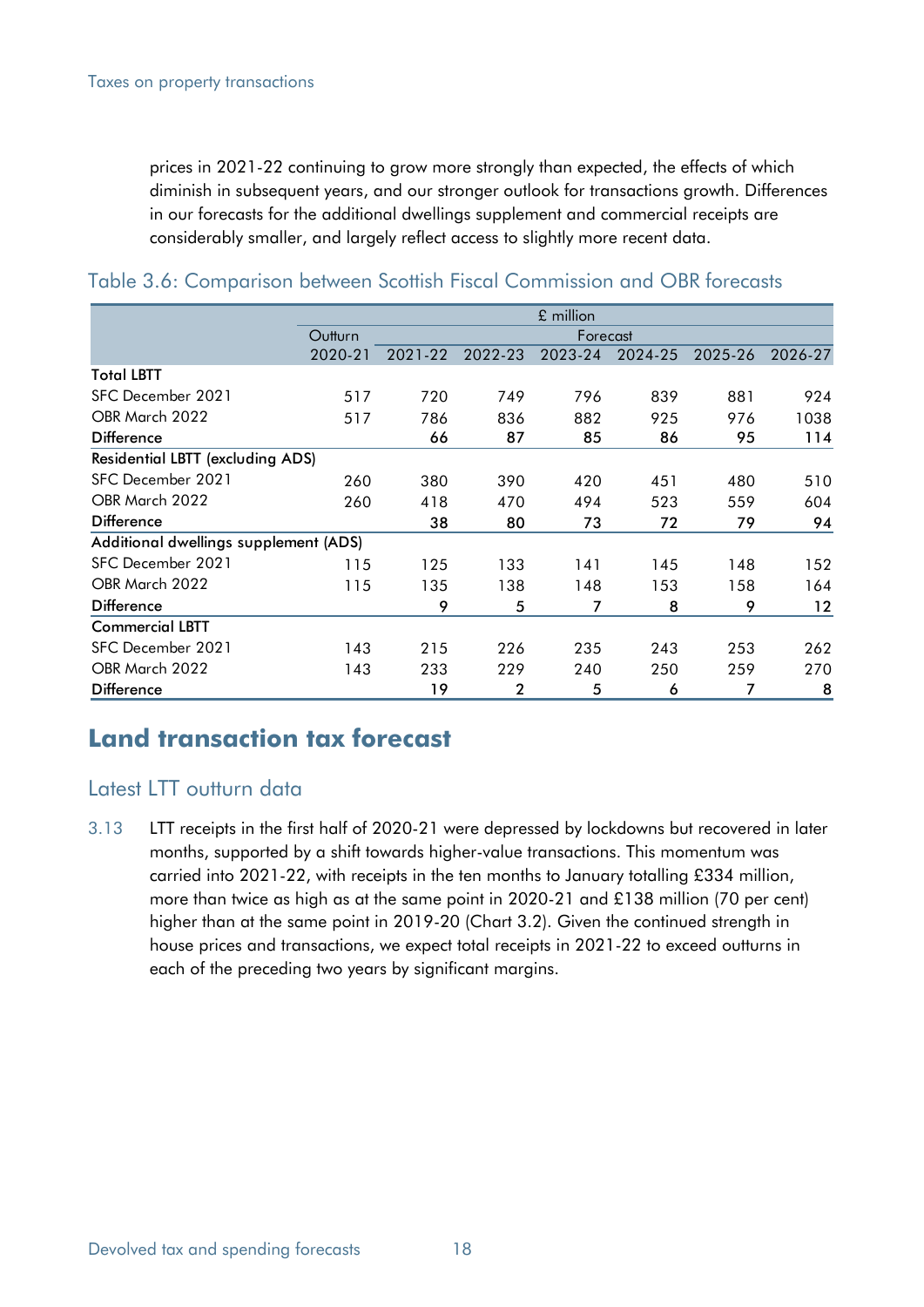prices in 2021-22 continuing to grow more strongly than expected, the effects of which diminish in subsequent years, and our stronger outlook for transactions growth. Differences in our forecasts for the additional dwellings supplement and commercial receipts are considerably smaller, and largely reflect access to slightly more recent data.

### Table 3.6: Comparison between Scottish Fiscal Commission and OBR forecasts

| | £ million | | | | | | |
|---|---|---|---|---|---|---|---|
| | Outturn | Forecast | | | | | |
| | 2020-21 | 2021-22 | 2022-23 | 2023-24 | 2024-25 | 2025-26 | 2026-27 |
| **Total LBTT** | | | | | | | |
| SFC December 2021 | 517 | 720 | 749 | 796 | 839 | 881 | 924 |
| OBR March 2022 | 517 | 786 | 836 | 882 | 925 | 976 | 1038 |
| **Difference** | | **66** | **87** | **85** | **86** | **95** | **114** |
| **Residential LBTT (excluding ADS)** | | | | | | | |
| SFC December 2021 | 260 | 380 | 390 | 420 | 451 | 480 | 510 |
| OBR March 2022 | 260 | 418 | 470 | 494 | 523 | 559 | 604 |
| **Difference** | | **38** | **80** | **73** | **72** | **79** | **94** |
| **Additional dwellings supplement (ADS)** | | | | | | | |
| SFC December 2021 | 115 | 125 | 133 | 141 | 145 | 148 | 152 |
| OBR March 2022 | 115 | 135 | 138 | 148 | 153 | 158 | 164 |
| **Difference** | | **9** | **5** | **7** | **8** | **9** | **12** |
| **Commercial LBTT** | | | | | | | |
| SFC December 2021 | 143 | 215 | 226 | 235 | 243 | 253 | 262 |
| OBR March 2022 | 143 | 233 | 229 | 240 | 250 | 259 | 270 |
| **Difference** | | **19** | **2** | **5** | **6** | **7** | **8** |

# Land transaction tax forecast

## Latest LTT outturn data

3.13 LTT receipts in the first half of 2020-21 were depressed by lockdowns but recovered in later months, supported by a shift towards higher-value transactions. This momentum was carried into 2021-22, with receipts in the ten months to January totalling £334 million, more than twice as high as at the same point in 2020-21 and £138 million (70 per cent) higher than at the same point in 2019-20 (Chart 3.2). Given the continued strength in house prices and transactions, we expect total receipts in 2021-22 to exceed outturns in each of the preceding two years by significant margins.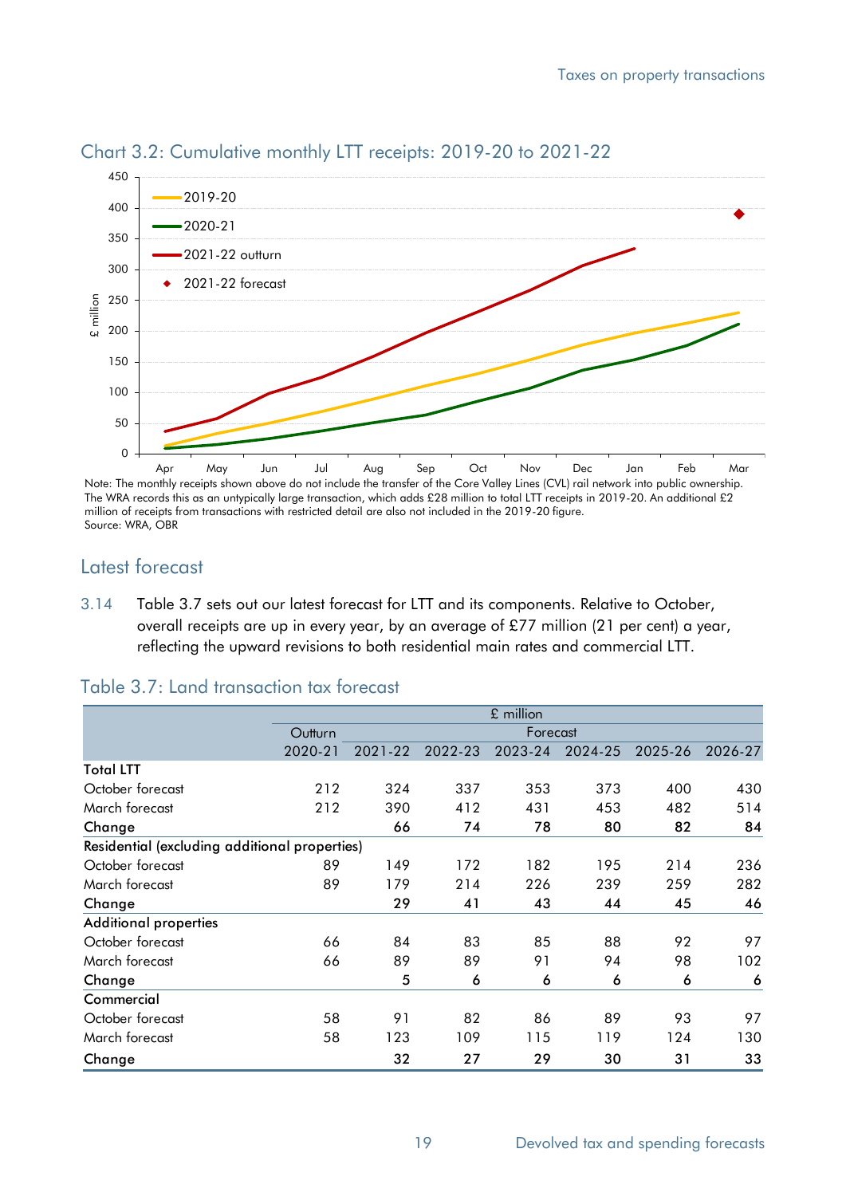## Chart 3.2: Cumulative monthly LTT receipts: 2019-20 to 2021-22

Note: The monthly receipts shown above do not include the transfer of the Core Valley Lines (CVL) rail network into public ownership. The WRA records this as an untypically large transaction, which adds £28 million to total LTT receipts in 2019-20. An additional £2 million of receipts from transactions with restricted detail are also not included in the 2019-20 figure.
Source: WRA, OBR

## Latest forecast

3.14 Table 3.7 sets out our latest forecast for LTT and its components. Relative to October, overall receipts are up in every year, by an average of £77 million (21 per cent) a year, reflecting the upward revisions to both residential main rates and commercial LTT.

### Table 3.7: Land transaction tax forecast

| | £ million | | | | | | |
|---|---|---|---|---|---|---|---|
| | Outturn | Forecast | | | | | |
| | 2020-21 | 2021-22 | 2022-23 | 2023-24 | 2024-25 | 2025-26 | 2026-27 |
| **Total LTT** | | | | | | | |
| October forecast | 212 | 324 | 337 | 353 | 373 | 400 | 430 |
| March forecast | 212 | 390 | 412 | 431 | 453 | 482 | 514 |
| **Change** | | **66** | **74** | **78** | **80** | **82** | **84** |
| **Residential (excluding additional properties)** | | | | | | | |
| October forecast | 89 | 149 | 172 | 182 | 195 | 214 | 236 |
| March forecast | 89 | 179 | 214 | 226 | 239 | 259 | 282 |
| **Change** | | **29** | **41** | **43** | **44** | **45** | **46** |
| **Additional properties** | | | | | | | |
| October forecast | 66 | 84 | 83 | 85 | 88 | 92 | 97 |
| March forecast | 66 | 89 | 89 | 91 | 94 | 98 | 102 |
| **Change** | | **5** | **6** | **6** | **6** | **6** | **6** |
| **Commercial** | | | | | | | |
| October forecast | 58 | 91 | 82 | 86 | 89 | 93 | 97 |
| March forecast | 58 | 123 | 109 | 115 | 119 | 124 | 130 |
| **Change** | | **32** | **27** | **29** | **30** | **31** | **33** |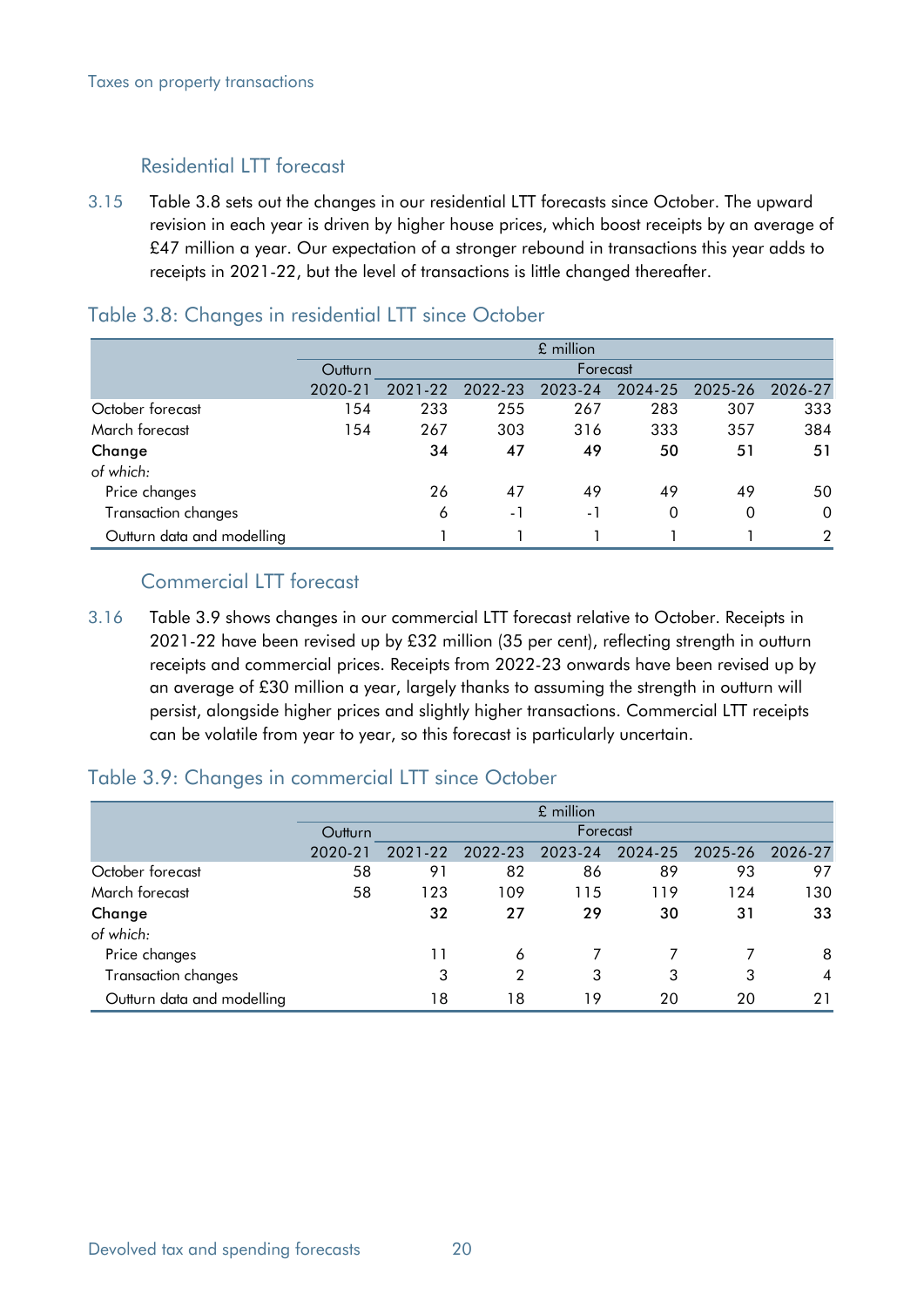## Residential LTT forecast

3.15 Table 3.8 sets out the changes in our residential LTT forecasts since October. The upward revision in each year is driven by higher house prices, which boost receipts by an average of £47 million a year. Our expectation of a stronger rebound in transactions this year adds to receipts in 2021-22, but the level of transactions is little changed thereafter.

### Table 3.8: Changes in residential LTT since October

| | £ million | | | | | | |
|---|---|---|---|---|---|---|---|
| | Outturn | Forecast | | | | | |
| | 2020-21 | 2021-22 | 2022-23 | 2023-24 | 2024-25 | 2025-26 | 2026-27 |
| October forecast | 154 | 233 | 255 | 267 | 283 | 307 | 333 |
| March forecast | 154 | 267 | 303 | 316 | 333 | 357 | 384 |
| **Change** | | **34** | **47** | **49** | **50** | **51** | **51** |
| *of which:* | | | | | | | |
| Price changes | | 26 | 47 | 49 | 49 | 49 | 50 |
| Transaction changes | | 6 | -1 | -1 | 0 | 0 | 0 |
| Outturn data and modelling | | 1 | 1 | 1 | 1 | 1 | 2 |

## Commercial LTT forecast

3.16 Table 3.9 shows changes in our commercial LTT forecast relative to October. Receipts in 2021-22 have been revised up by £32 million (35 per cent), reflecting strength in outturn receipts and commercial prices. Receipts from 2022-23 onwards have been revised up by an average of £30 million a year, largely thanks to assuming the strength in outturn will persist, alongside higher prices and slightly higher transactions. Commercial LTT receipts can be volatile from year to year, so this forecast is particularly uncertain.

### Table 3.9: Changes in commercial LTT since October

| | £ million | | | | | | |
|---|---|---|---|---|---|---|---|
| | Outturn | Forecast | | | | | |
| | 2020-21 | 2021-22 | 2022-23 | 2023-24 | 2024-25 | 2025-26 | 2026-27 |
| October forecast | 58 | 91 | 82 | 86 | 89 | 93 | 97 |
| March forecast | 58 | 123 | 109 | 115 | 119 | 124 | 130 |
| **Change** | | **32** | **27** | **29** | **30** | **31** | **33** |
| *of which:* | | | | | | | |
| Price changes | | 11 | 6 | 7 | 7 | 7 | 8 |
| Transaction changes | | 3 | 2 | 3 | 3 | 3 | 4 |
| Outturn data and modelling | | 18 | 18 | 19 | 20 | 20 | 21 |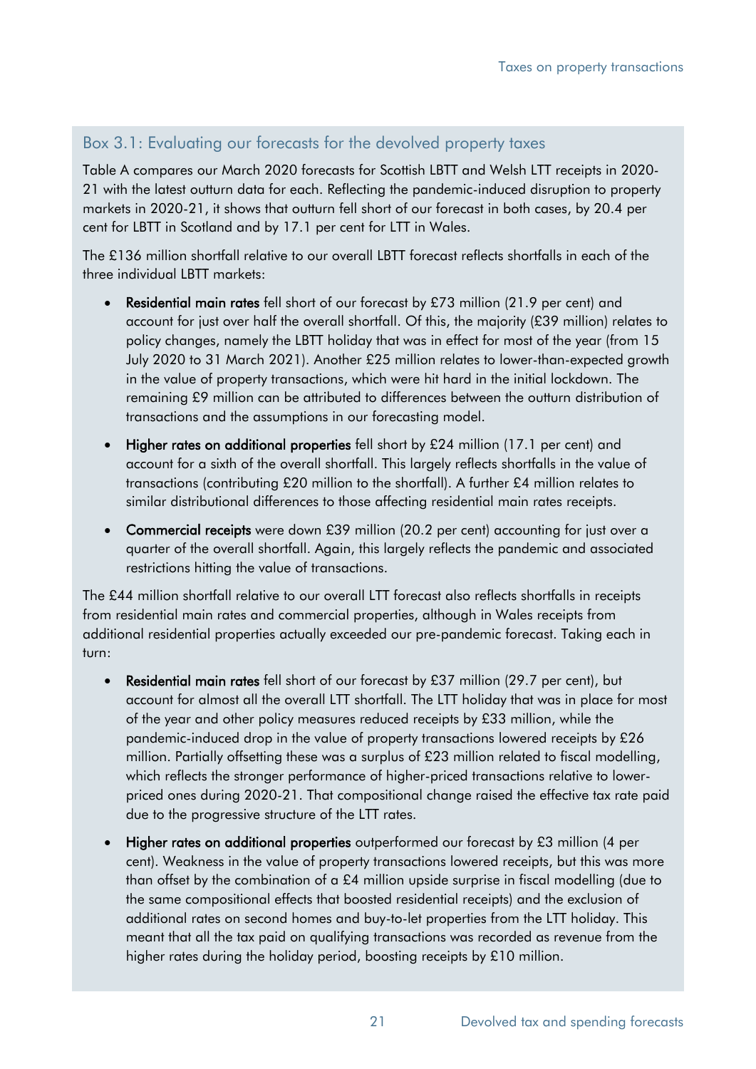### Box 3.1: Evaluating our forecasts for the devolved property taxes

Table A compares our March 2020 forecasts for Scottish LBTT and Welsh LTT receipts in 2020-21 with the latest outturn data for each. Reflecting the pandemic-induced disruption to property markets in 2020-21, it shows that outturn fell short of our forecast in both cases, by 20.4 per cent for LBTT in Scotland and by 17.1 per cent for LTT in Wales.

The £136 million shortfall relative to our overall LBTT forecast reflects shortfalls in each of the three individual LBTT markets:

- **Residential main rates** fell short of our forecast by £73 million (21.9 per cent) and account for just over half the overall shortfall. Of this, the majority (£39 million) relates to policy changes, namely the LBTT holiday that was in effect for most of the year (from 15 July 2020 to 31 March 2021). Another £25 million relates to lower-than-expected growth in the value of property transactions, which were hit hard in the initial lockdown. The remaining £9 million can be attributed to differences between the outturn distribution of transactions and the assumptions in our forecasting model.
- **Higher rates on additional properties** fell short by £24 million (17.1 per cent) and account for a sixth of the overall shortfall. This largely reflects shortfalls in the value of transactions (contributing £20 million to the shortfall). A further £4 million relates to similar distributional differences to those affecting residential main rates receipts.
- **Commercial receipts** were down £39 million (20.2 per cent) accounting for just over a quarter of the overall shortfall. Again, this largely reflects the pandemic and associated restrictions hitting the value of transactions.

The £44 million shortfall relative to our overall LTT forecast also reflects shortfalls in receipts from residential main rates and commercial properties, although in Wales receipts from additional residential properties actually exceeded our pre-pandemic forecast. Taking each in turn:

- **Residential main rates** fell short of our forecast by £37 million (29.7 per cent), but account for almost all the overall LTT shortfall. The LTT holiday that was in place for most of the year and other policy measures reduced receipts by £33 million, while the pandemic-induced drop in the value of property transactions lowered receipts by £26 million. Partially offsetting these was a surplus of £23 million related to fiscal modelling, which reflects the stronger performance of higher-priced transactions relative to lower-priced ones during 2020-21. That compositional change raised the effective tax rate paid due to the progressive structure of the LTT rates.
- **Higher rates on additional properties** outperformed our forecast by £3 million (4 per cent). Weakness in the value of property transactions lowered receipts, but this was more than offset by the combination of a £4 million upside surprise in fiscal modelling (due to the same compositional effects that boosted residential receipts) and the exclusion of additional rates on second homes and buy-to-let properties from the LTT holiday. This meant that all the tax paid on qualifying transactions was recorded as revenue from the higher rates during the holiday period, boosting receipts by £10 million.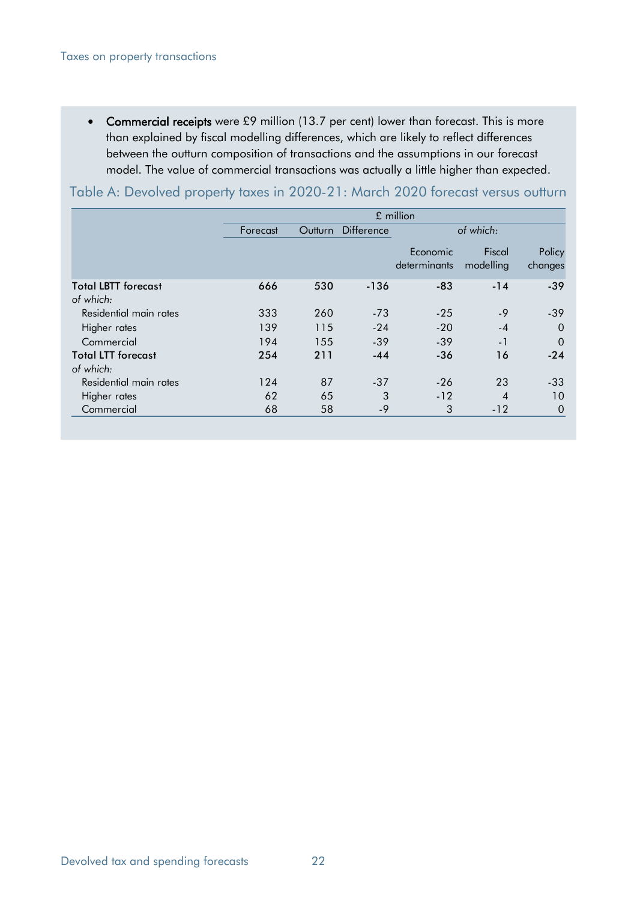- **Commercial receipts** were £9 million (13.7 per cent) lower than forecast. This is more than explained by fiscal modelling differences, which are likely to reflect differences between the outturn composition of transactions and the assumptions in our forecast model. The value of commercial transactions was actually a little higher than expected.

### Table A: Devolved property taxes in 2020-21: March 2020 forecast versus outturn

| | £ million | | | | | |
|---|---|---|---|---|---|---|
| | Forecast | Outturn | Difference | *of which:* | | |
| | | | | Economic determinants | Fiscal modelling | Policy changes |
| **Total LBTT forecast** | **666** | **530** | **-136** | **-83** | **-14** | **-39** |
| *of which:* | | | | | | |
| Residential main rates | 333 | 260 | -73 | -25 | -9 | -39 |
| Higher rates | 139 | 115 | -24 | -20 | -4 | 0 |
| Commercial | 194 | 155 | -39 | -39 | -1 | 0 |
| **Total LTT forecast** | **254** | **211** | **-44** | **-36** | **16** | **-24** |
| *of which:* | | | | | | |
| Residential main rates | 124 | 87 | -37 | -26 | 23 | -33 |
| Higher rates | 62 | 65 | 3 | -12 | 4 | 10 |
| Commercial | 68 | 58 | -9 | 3 | -12 | 0 |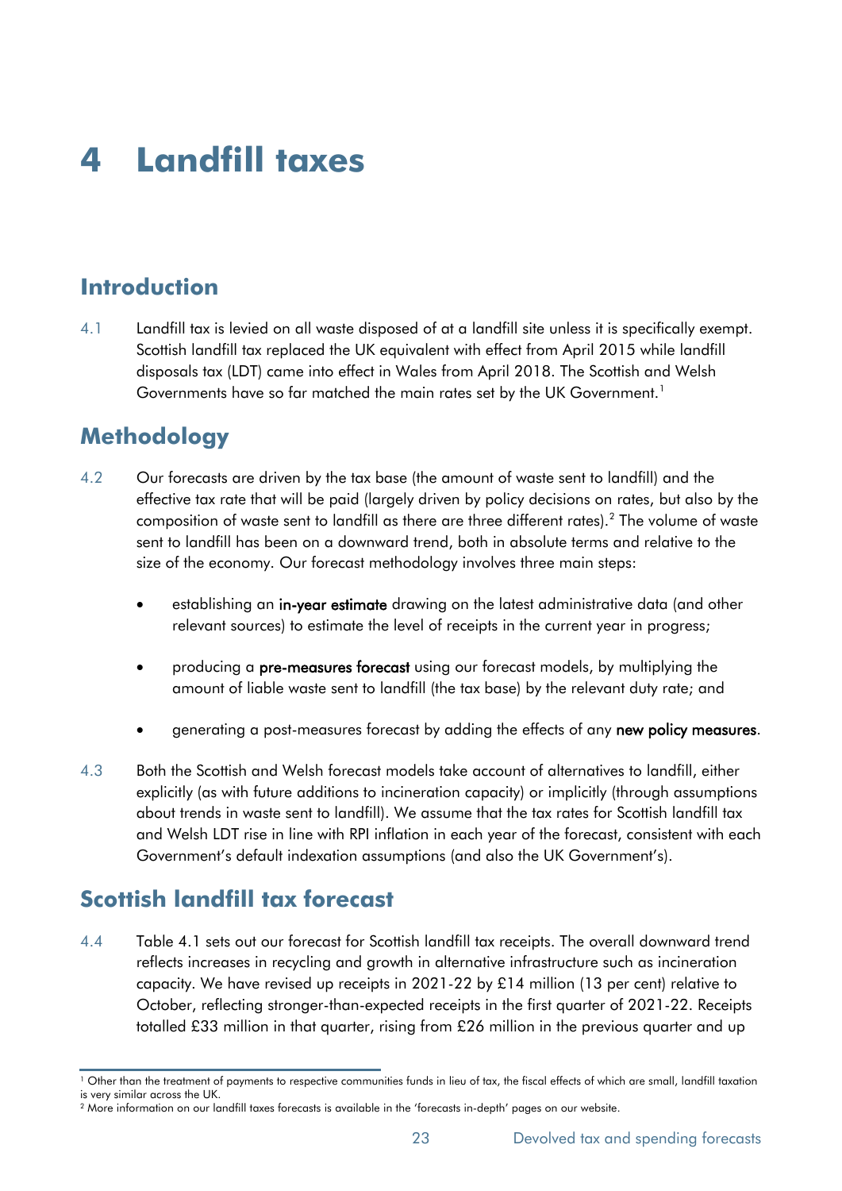# 4 Landfill taxes

## Introduction

4.1 Landfill tax is levied on all waste disposed of at a landfill site unless it is specifically exempt. Scottish landfill tax replaced the UK equivalent with effect from April 2015 while landfill disposals tax (LDT) came into effect in Wales from April 2018. The Scottish and Welsh Governments have so far matched the main rates set by the UK Government.[1]

## Methodology

4.2 Our forecasts are driven by the tax base (the amount of waste sent to landfill) and the effective tax rate that will be paid (largely driven by policy decisions on rates, but also by the composition of waste sent to landfill as there are three different rates).[2] The volume of waste sent to landfill has been on a downward trend, both in absolute terms and relative to the size of the economy. Our forecast methodology involves three main steps:

- establishing an **in-year estimate** drawing on the latest administrative data (and other relevant sources) to estimate the level of receipts in the current year in progress;
- producing a **pre-measures forecast** using our forecast models, by multiplying the amount of liable waste sent to landfill (the tax base) by the relevant duty rate; and
- generating a post-measures forecast by adding the effects of any **new policy measures**.

4.3 Both the Scottish and Welsh forecast models take account of alternatives to landfill, either explicitly (as with future additions to incineration capacity) or implicitly (through assumptions about trends in waste sent to landfill). We assume that the tax rates for Scottish landfill tax and Welsh LDT rise in line with RPI inflation in each year of the forecast, consistent with each Government's default indexation assumptions (and also the UK Government's).

## Scottish landfill tax forecast

4.4 Table 4.1 sets out our forecast for Scottish landfill tax receipts. The overall downward trend reflects increases in recycling and growth in alternative infrastructure such as incineration capacity. We have revised up receipts in 2021-22 by £14 million (13 per cent) relative to October, reflecting stronger-than-expected receipts in the first quarter of 2021-22. Receipts totalled £33 million in that quarter, rising from £26 million in the previous quarter and up

[1] Other than the treatment of payments to respective communities funds in lieu of tax, the fiscal effects of which are small, landfill taxation is very similar across the UK.

[2] More information on our landfill taxes forecasts is available in the 'forecasts in-depth' pages on our website.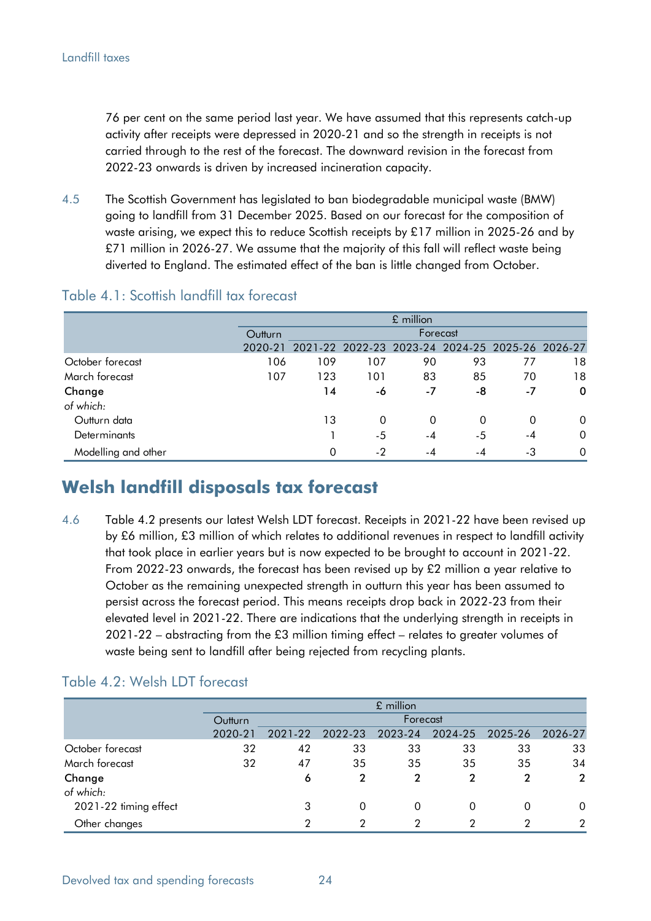76 per cent on the same period last year. We have assumed that this represents catch-up activity after receipts were depressed in 2020-21 and so the strength in receipts is not carried through to the rest of the forecast. The downward revision in the forecast from 2022-23 onwards is driven by increased incineration capacity.

4.5 The Scottish Government has legislated to ban biodegradable municipal waste (BMW) going to landfill from 31 December 2025. Based on our forecast for the composition of waste arising, we expect this to reduce Scottish receipts by £17 million in 2025-26 and by £71 million in 2026-27. We assume that the majority of this fall will reflect waste being diverted to England. The estimated effect of the ban is little changed from October.

### Table 4.1: Scottish landfill tax forecast

| | £ million | | | | | | |
|---|---|---|---|---|---|---|---|
| | Outturn | Forecast | | | | | |
| | 2020-21 | 2021-22 | 2022-23 | 2023-24 | 2024-25 | 2025-26 | 2026-27 |
| October forecast | 106 | 109 | 107 | 90 | 93 | 77 | 18 |
| March forecast | 107 | 123 | 101 | 83 | 85 | 70 | 18 |
| **Change** | | **14** | **-6** | **-7** | **-8** | **-7** | **0** |
| *of which:* | | | | | | | |
| Outturn data | | 13 | 0 | 0 | 0 | 0 | 0 |
| Determinants | | 1 | -5 | -4 | -5 | -4 | 0 |
| Modelling and other | | 0 | -2 | -4 | -4 | -3 | 0 |

## Welsh landfill disposals tax forecast

4.6 Table 4.2 presents our latest Welsh LDT forecast. Receipts in 2021-22 have been revised up by £6 million, £3 million of which relates to additional revenues in respect to landfill activity that took place in earlier years but is now expected to be brought to account in 2021-22. From 2022-23 onwards, the forecast has been revised up by £2 million a year relative to October as the remaining unexpected strength in outturn this year has been assumed to persist across the forecast period. This means receipts drop back in 2022-23 from their elevated level in 2021-22. There are indications that the underlying strength in receipts in 2021-22 – abstracting from the £3 million timing effect – relates to greater volumes of waste being sent to landfill after being rejected from recycling plants.

### Table 4.2: Welsh LDT forecast

| | £ million | | | | | | |
|---|---|---|---|---|---|---|---|
| | Outturn | Forecast | | | | | |
| | 2020-21 | 2021-22 | 2022-23 | 2023-24 | 2024-25 | 2025-26 | 2026-27 |
| October forecast | 32 | 42 | 33 | 33 | 33 | 33 | 33 |
| March forecast | 32 | 47 | 35 | 35 | 35 | 35 | 34 |
| **Change** | | **6** | **2** | **2** | **2** | **2** | **2** |
| *of which:* | | | | | | | |
| 2021-22 timing effect | | 3 | 0 | 0 | 0 | 0 | 0 |
| Other changes | | 2 | 2 | 2 | 2 | 2 | 2 |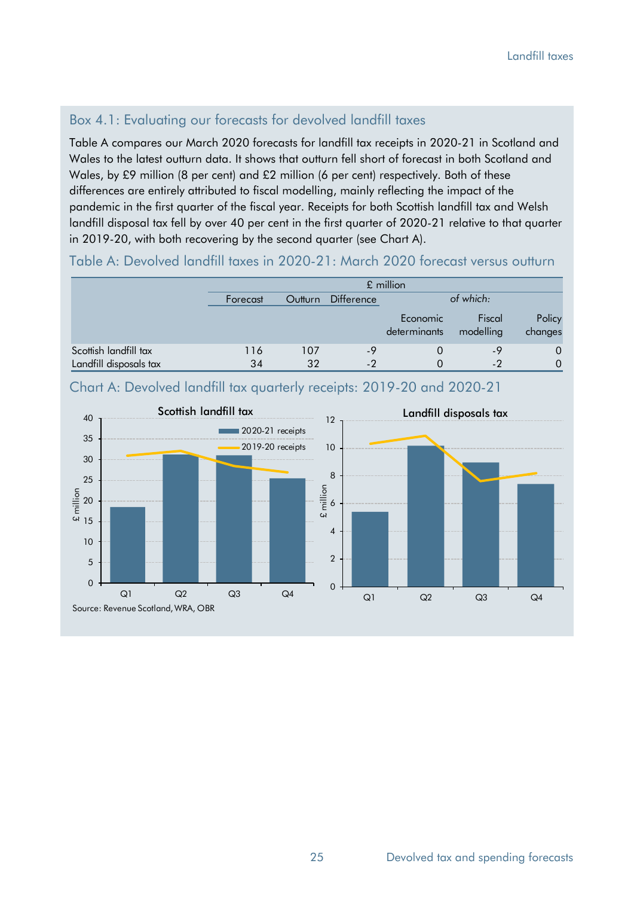### Box 4.1: Evaluating our forecasts for devolved landfill taxes

Table A compares our March 2020 forecasts for landfill tax receipts in 2020-21 in Scotland and Wales to the latest outturn data. It shows that outturn fell short of forecast in both Scotland and Wales, by £9 million (8 per cent) and £2 million (6 per cent) respectively. Both of these differences are entirely attributed to fiscal modelling, mainly reflecting the impact of the pandemic in the first quarter of the fiscal year. Receipts for both Scottish landfill tax and Welsh landfill disposal tax fell by over 40 per cent in the first quarter of 2020-21 relative to that quarter in 2019-20, with both recovering by the second quarter (see Chart A).

#### Table A: Devolved landfill taxes in 2020-21: March 2020 forecast versus outturn

| | £ million | | | | | |
|---|---|---|---|---|---|---|
| | Forecast | Outturn | Difference | *of which:* | | |
| | | | | Economic determinants | Fiscal modelling | Policy changes |
| Scottish landfill tax | 116 | 107 | -9 | 0 | -9 | 0 |
| Landfill disposals tax | 34 | 32 | -2 | 0 | -2 | 0 |

#### Chart A: Devolved landfill tax quarterly receipts: 2019-20 and 2020-21

Source: Revenue Scotland, WRA, OBR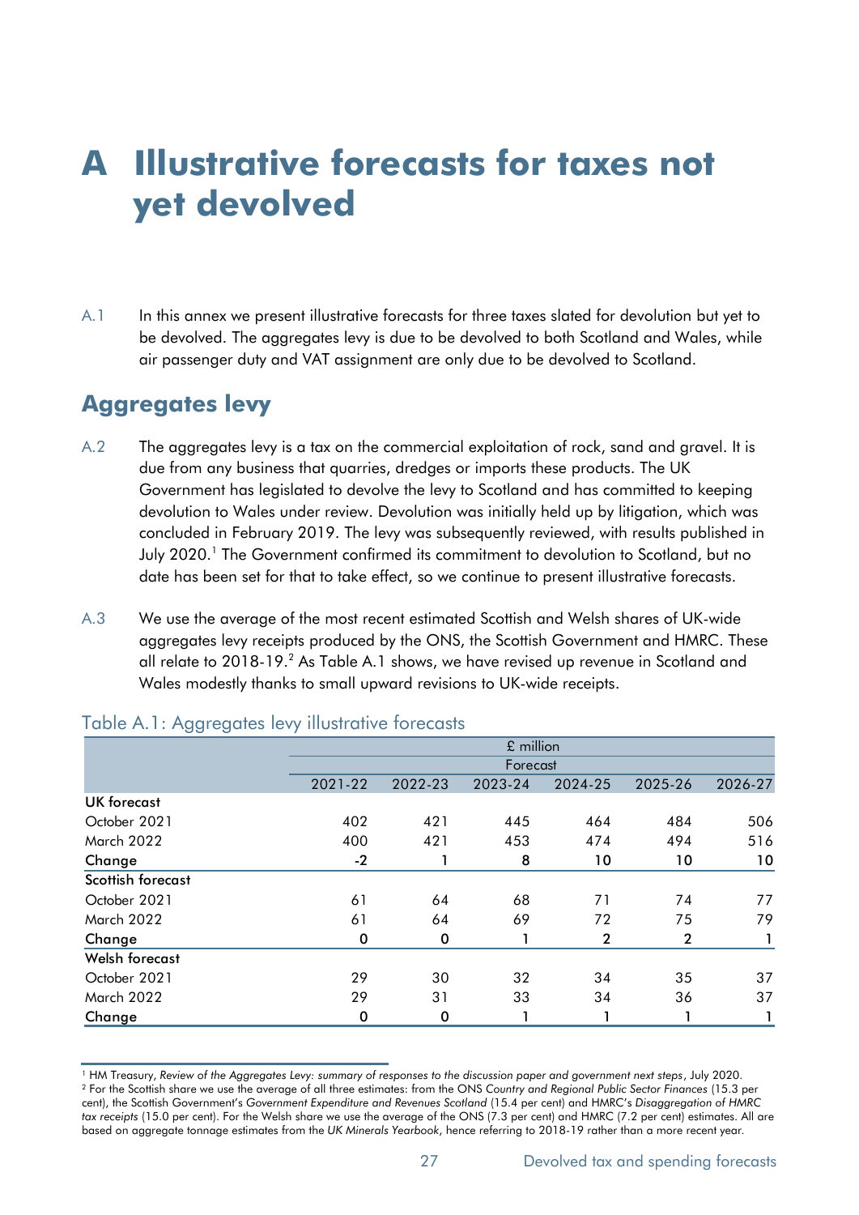# A Illustrative forecasts for taxes not yet devolved

A.1 In this annex we present illustrative forecasts for three taxes slated for devolution but yet to be devolved. The aggregates levy is due to be devolved to both Scotland and Wales, while air passenger duty and VAT assignment are only due to be devolved to Scotland.

## Aggregates levy

A.2 The aggregates levy is a tax on the commercial exploitation of rock, sand and gravel. It is due from any business that quarries, dredges or imports these products. The UK Government has legislated to devolve the levy to Scotland and has committed to keeping devolution to Wales under review. Devolution was initially held up by litigation, which was concluded in February 2019. The levy was subsequently reviewed, with results published in July 2020.[1] The Government confirmed its commitment to devolution to Scotland, but no date has been set for that to take effect, so we continue to present illustrative forecasts.

A.3 We use the average of the most recent estimated Scottish and Welsh shares of UK-wide aggregates levy receipts produced by the ONS, the Scottish Government and HMRC. These all relate to 2018-19.[2] As Table A.1 shows, we have revised up revenue in Scotland and Wales modestly thanks to small upward revisions to UK-wide receipts.

Table A.1: Aggregates levy illustrative forecasts

| | £ million | | | | | |
|---|---|---|---|---|---|---|
| | Forecast | | | | | |
| | 2021-22 | 2022-23 | 2023-24 | 2024-25 | 2025-26 | 2026-27 |
| **UK forecast** | | | | | | |
| October 2021 | 402 | 421 | 445 | 464 | 484 | 506 |
| March 2022 | 400 | 421 | 453 | 474 | 494 | 516 |
| **Change** | **-2** | **1** | **8** | **10** | **10** | **10** |
| **Scottish forecast** | | | | | | |
| October 2021 | 61 | 64 | 68 | 71 | 74 | 77 |
| March 2022 | 61 | 64 | 69 | 72 | 75 | 79 |
| **Change** | **0** | **0** | **1** | **2** | **2** | **1** |
| **Welsh forecast** | | | | | | |
| October 2021 | 29 | 30 | 32 | 34 | 35 | 37 |
| March 2022 | 29 | 31 | 33 | 34 | 36 | 37 |
| **Change** | **0** | **0** | **1** | **1** | **1** | **1** |

[1] HM Treasury, *Review of the Aggregates Levy: summary of responses to the discussion paper and government next steps*, July 2020.
[2] For the Scottish share we use the average of all three estimates: from the ONS *Country and Regional Public Sector Finances* (15.3 per cent), the Scottish Government's *Government Expenditure and Revenues Scotland* (15.4 per cent) and HMRC's *Disaggregation of HMRC tax receipts* (15.0 per cent). For the Welsh share we use the average of the ONS (7.3 per cent) and HMRC (7.2 per cent) estimates. All are based on aggregate tonnage estimates from the *UK Minerals Yearbook*, hence referring to 2018-19 rather than a more recent year.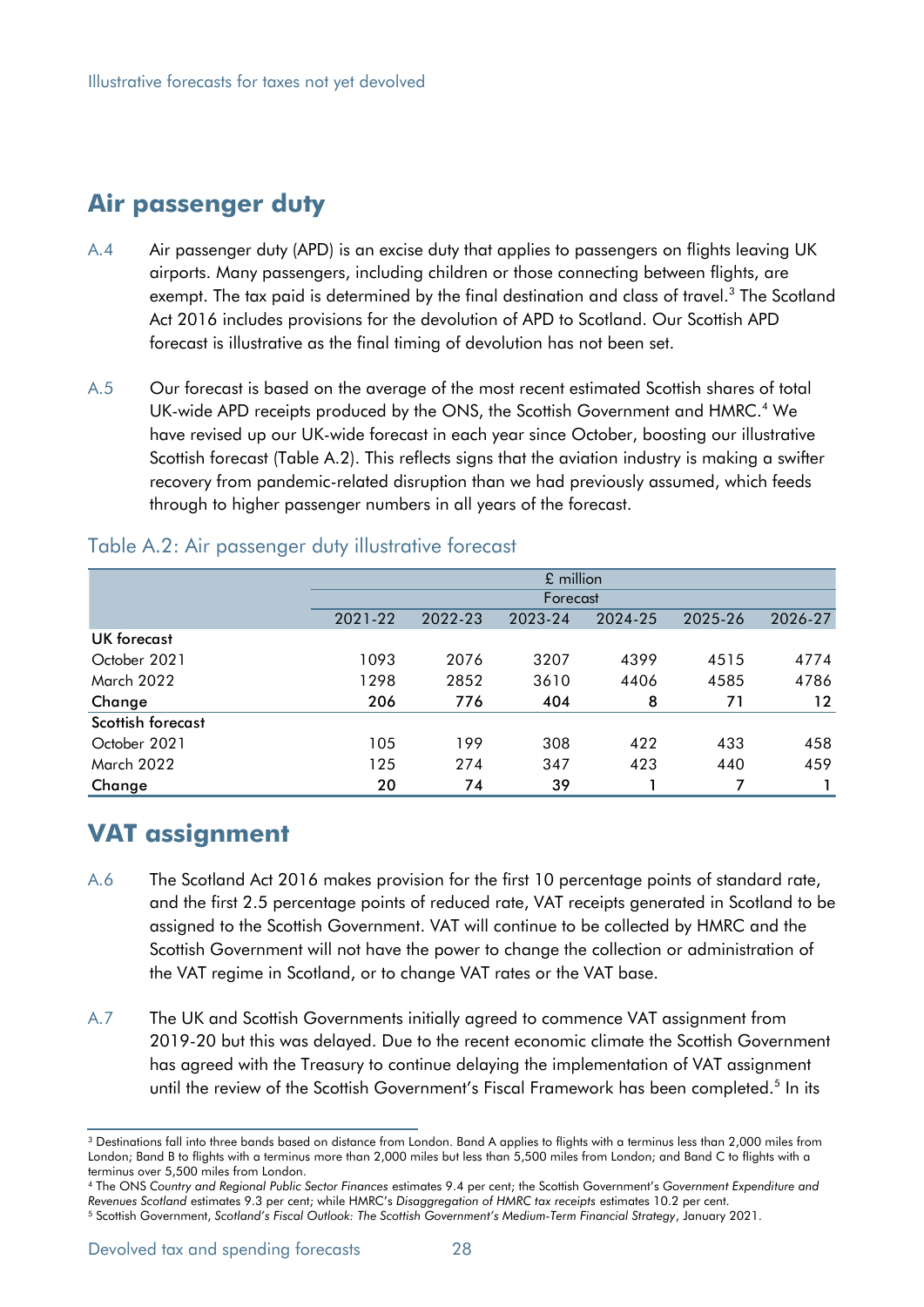## Air passenger duty

A.4 Air passenger duty (APD) is an excise duty that applies to passengers on flights leaving UK airports. Many passengers, including children or those connecting between flights, are exempt. The tax paid is determined by the final destination and class of travel.[3] The Scotland Act 2016 includes provisions for the devolution of APD to Scotland. Our Scottish APD forecast is illustrative as the final timing of devolution has not been set.

A.5 Our forecast is based on the average of the most recent estimated Scottish shares of total UK-wide APD receipts produced by the ONS, the Scottish Government and HMRC.[4] We have revised up our UK-wide forecast in each year since October, boosting our illustrative Scottish forecast (Table A.2). This reflects signs that the aviation industry is making a swifter recovery from pandemic-related disruption than we had previously assumed, which feeds through to higher passenger numbers in all years of the forecast.

Table A.2: Air passenger duty illustrative forecast

| | £ million | | | | | |
|---|---|---|---|---|---|---|
| | Forecast | | | | | |
| | 2021-22 | 2022-23 | 2023-24 | 2024-25 | 2025-26 | 2026-27 |
| **UK forecast** | | | | | | |
| October 2021 | 1093 | 2076 | 3207 | 4399 | 4515 | 4774 |
| March 2022 | 1298 | 2852 | 3610 | 4406 | 4585 | 4786 |
| **Change** | **206** | **776** | **404** | **8** | **71** | **12** |
| **Scottish forecast** | | | | | | |
| October 2021 | 105 | 199 | 308 | 422 | 433 | 458 |
| March 2022 | 125 | 274 | 347 | 423 | 440 | 459 |
| **Change** | **20** | **74** | **39** | **1** | **7** | **1** |

## VAT assignment

A.6 The Scotland Act 2016 makes provision for the first 10 percentage points of standard rate, and the first 2.5 percentage points of reduced rate, VAT receipts generated in Scotland to be assigned to the Scottish Government. VAT will continue to be collected by HMRC and the Scottish Government will not have the power to change the collection or administration of the VAT regime in Scotland, or to change VAT rates or the VAT base.

A.7 The UK and Scottish Governments initially agreed to commence VAT assignment from 2019-20 but this was delayed. Due to the recent economic climate the Scottish Government has agreed with the Treasury to continue delaying the implementation of VAT assignment until the review of the Scottish Government's Fiscal Framework has been completed.[5] In its

---

[3] Destinations fall into three bands based on distance from London. Band A applies to flights with a terminus less than 2,000 miles from London; Band B to flights with a terminus more than 2,000 miles but less than 5,500 miles from London; and Band C to flights with a terminus over 5,500 miles from London.

[4] The ONS *Country and Regional Public Sector Finances* estimates 9.4 per cent; the Scottish Government's *Government Expenditure and Revenues Scotland* estimates 9.3 per cent; while HMRC's *Disaggregation of HMRC tax receipts* estimates 10.2 per cent.

[5] Scottish Government, *Scotland's Fiscal Outlook: The Scottish Government's Medium-Term Financial Strategy*, January 2021.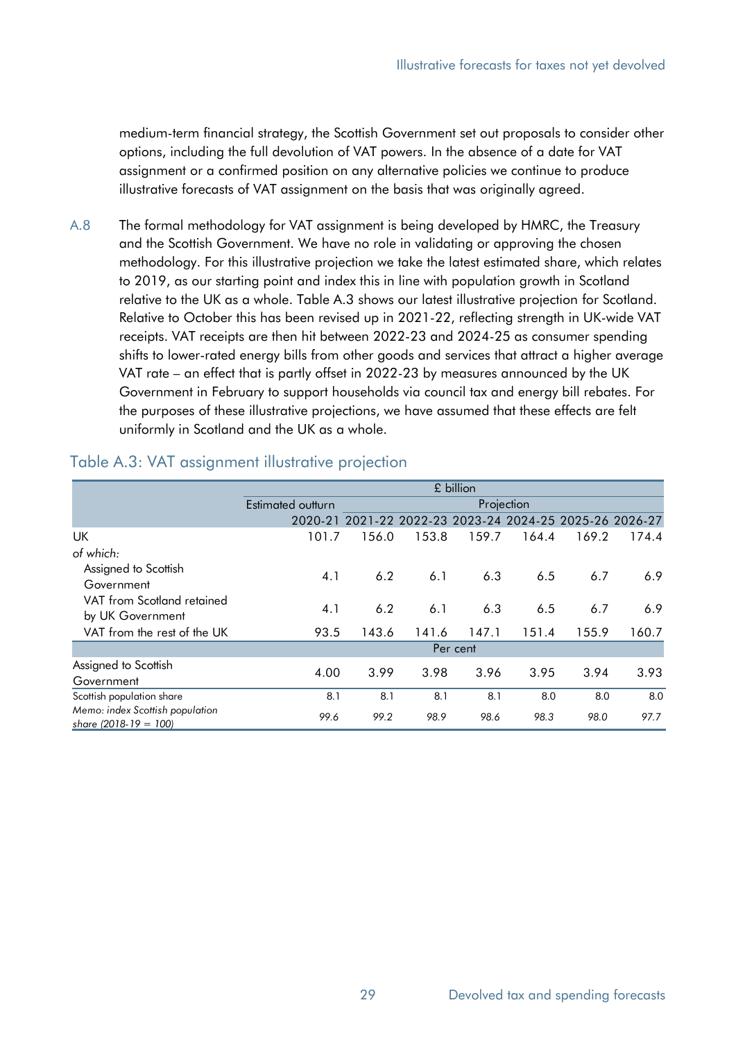medium-term financial strategy, the Scottish Government set out proposals to consider other options, including the full devolution of VAT powers. In the absence of a date for VAT assignment or a confirmed position on any alternative policies we continue to produce illustrative forecasts of VAT assignment on the basis that was originally agreed.

A.8 The formal methodology for VAT assignment is being developed by HMRC, the Treasury and the Scottish Government. We have no role in validating or approving the chosen methodology. For this illustrative projection we take the latest estimated share, which relates to 2019, as our starting point and index this in line with population growth in Scotland relative to the UK as a whole. Table A.3 shows our latest illustrative projection for Scotland. Relative to October this has been revised up in 2021-22, reflecting strength in UK-wide VAT receipts. VAT receipts are then hit between 2022-23 and 2024-25 as consumer spending shifts to lower-rated energy bills from other goods and services that attract a higher average VAT rate – an effect that is partly offset in 2022-23 by measures announced by the UK Government in February to support households via council tax and energy bill rebates. For the purposes of these illustrative projections, we have assumed that these effects are felt uniformly in Scotland and the UK as a whole.

## Table A.3: VAT assignment illustrative projection

| | £ billion | | | | | | |
|---|---|---|---|---|---|---|---|
| | Estimated outturn | Projection | | | | | |
| | 2020-21 | 2021-22 | 2022-23 | 2023-24 | 2024-25 | 2025-26 | 2026-27 |
| UK | 101.7 | 156.0 | 153.8 | 159.7 | 164.4 | 169.2 | 174.4 |
| *of which:* | | | | | | | |
| Assigned to Scottish Government | 4.1 | 6.2 | 6.1 | 6.3 | 6.5 | 6.7 | 6.9 |
| VAT from Scotland retained by UK Government | 4.1 | 6.2 | 6.1 | 6.3 | 6.5 | 6.7 | 6.9 |
| VAT from the rest of the UK | 93.5 | 143.6 | 141.6 | 147.1 | 151.4 | 155.9 | 160.7 |
| | Per cent | | | | | | |
| Assigned to Scottish Government | 4.00 | 3.99 | 3.98 | 3.96 | 3.95 | 3.94 | 3.93 |
| Scottish population share | 8.1 | 8.1 | 8.1 | 8.1 | 8.0 | 8.0 | 8.0 |
| *Memo: index Scottish population share (2018-19 = 100)* | *99.6* | *99.2* | *98.9* | *98.6* | *98.3* | *98.0* | *97.7* |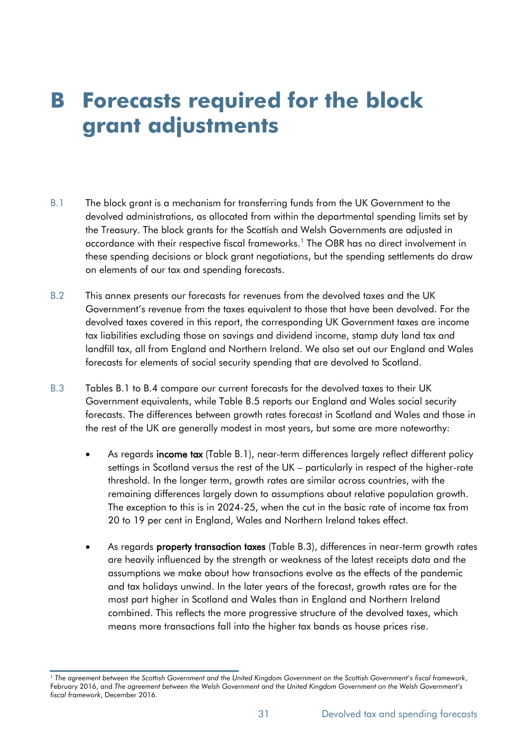# B Forecasts required for the block grant adjustments

B.1 The block grant is a mechanism for transferring funds from the UK Government to the devolved administrations, as allocated from within the departmental spending limits set by the Treasury. The block grants for the Scottish and Welsh Governments are adjusted in accordance with their respective fiscal frameworks.[1] The OBR has no direct involvement in these spending decisions or block grant negotiations, but the spending settlements do draw on elements of our tax and spending forecasts.

B.2 This annex presents our forecasts for revenues from the devolved taxes and the UK Government's revenue from the taxes equivalent to those that have been devolved. For the devolved taxes covered in this report, the corresponding UK Government taxes are income tax liabilities excluding those on savings and dividend income, stamp duty land tax and landfill tax, all from England and Northern Ireland. We also set out our England and Wales forecasts for elements of social security spending that are devolved to Scotland.

B.3 Tables B.1 to B.4 compare our current forecasts for the devolved taxes to their UK Government equivalents, while Table B.5 reports our England and Wales social security forecasts. The differences between growth rates forecast in Scotland and Wales and those in the rest of the UK are generally modest in most years, but some are more noteworthy:

- As regards **income tax** (Table B.1), near-term differences largely reflect different policy settings in Scotland versus the rest of the UK – particularly in respect of the higher-rate threshold. In the longer term, growth rates are similar across countries, with the remaining differences largely down to assumptions about relative population growth. The exception to this is in 2024-25, when the cut in the basic rate of income tax from 20 to 19 per cent in England, Wales and Northern Ireland takes effect.

- As regards **property transaction taxes** (Table B.3), differences in near-term growth rates are heavily influenced by the strength or weakness of the latest receipts data and the assumptions we make about how transactions evolve as the effects of the pandemic and tax holidays unwind. In the later years of the forecast, growth rates are for the most part higher in Scotland and Wales than in England and Northern Ireland combined. This reflects the more progressive structure of the devolved taxes, which means more transactions fall into the higher tax bands as house prices rise.

[1] *The agreement between the Scottish Government and the United Kingdom Government on the Scottish Government's fiscal framework*, February 2016, and *The agreement between the Welsh Government and the United Kingdom Government on the Welsh Government's fiscal framework*, December 2016.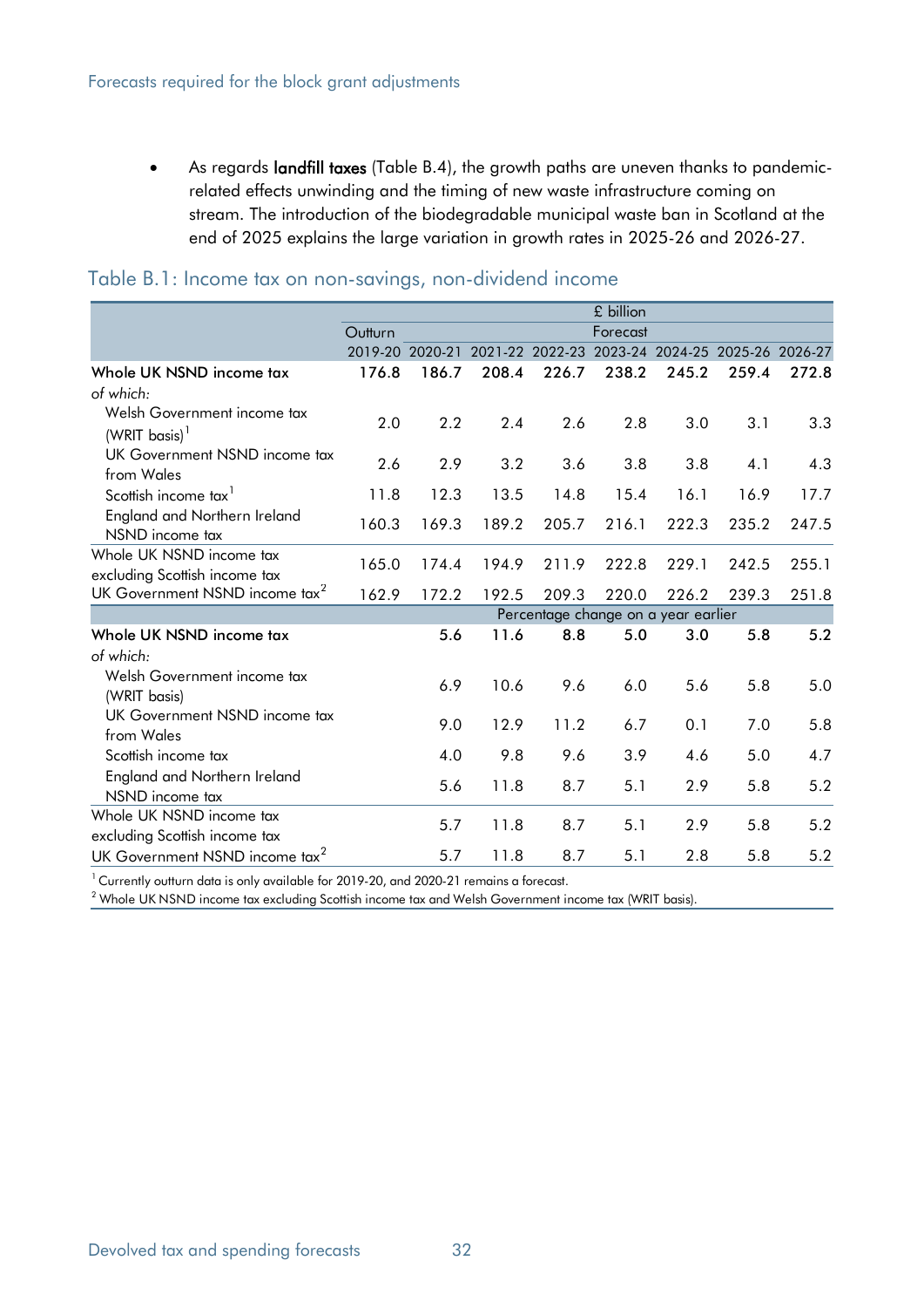- As regards **landfill taxes** (Table B.4), the growth paths are uneven thanks to pandemic-related effects unwinding and the timing of new waste infrastructure coming on stream. The introduction of the biodegradable municipal waste ban in Scotland at the end of 2025 explains the large variation in growth rates in 2025-26 and 2026-27.

## Table B.1: Income tax on non-savings, non-dividend income

| | £ billion | | | | | | | |
|---|---|---|---|---|---|---|---|---|
| | Outturn | Forecast | | | | | | |
| | 2019-20 | 2020-21 | 2021-22 | 2022-23 | 2023-24 | 2024-25 | 2025-26 | 2026-27 |
| **Whole UK NSND income tax** | **176.8** | **186.7** | **208.4** | **226.7** | **238.2** | **245.2** | **259.4** | **272.8** |
| *of which:* | | | | | | | | |
| Welsh Government income tax (WRIT basis)[1] | 2.0 | 2.2 | 2.4 | 2.6 | 2.8 | 3.0 | 3.1 | 3.3 |
| UK Government NSND income tax from Wales | 2.6 | 2.9 | 3.2 | 3.6 | 3.8 | 3.8 | 4.1 | 4.3 |
| Scottish income tax[1] | 11.8 | 12.3 | 13.5 | 14.8 | 15.4 | 16.1 | 16.9 | 17.7 |
| England and Northern Ireland NSND income tax | 160.3 | 169.3 | 189.2 | 205.7 | 216.1 | 222.3 | 235.2 | 247.5 |
| Whole UK NSND income tax excluding Scottish income tax | 165.0 | 174.4 | 194.9 | 211.9 | 222.8 | 229.1 | 242.5 | 255.1 |
| UK Government NSND income tax[2] | 162.9 | 172.2 | 192.5 | 209.3 | 220.0 | 226.2 | 239.3 | 251.8 |
| | Percentage change on a year earlier | | | | | | | |
| **Whole UK NSND income tax** | | **5.6** | **11.6** | **8.8** | **5.0** | **3.0** | **5.8** | **5.2** |
| *of which:* | | | | | | | | |
| Welsh Government income tax (WRIT basis) | | 6.9 | 10.6 | 9.6 | 6.0 | 5.6 | 5.8 | 5.0 |
| UK Government NSND income tax from Wales | | 9.0 | 12.9 | 11.2 | 6.7 | 0.1 | 7.0 | 5.8 |
| Scottish income tax | | 4.0 | 9.8 | 9.6 | 3.9 | 4.6 | 5.0 | 4.7 |
| England and Northern Ireland NSND income tax | | 5.6 | 11.8 | 8.7 | 5.1 | 2.9 | 5.8 | 5.2 |
| Whole UK NSND income tax excluding Scottish income tax | | 5.7 | 11.8 | 8.7 | 5.1 | 2.9 | 5.8 | 5.2 |
| UK Government NSND income tax[2] | | 5.7 | 11.8 | 8.7 | 5.1 | 2.8 | 5.8 | 5.2 |

[1] Currently outturn data is only available for 2019-20, and 2020-21 remains a forecast.
[2] Whole UK NSND income tax excluding Scottish income tax and Welsh Government income tax (WRIT basis).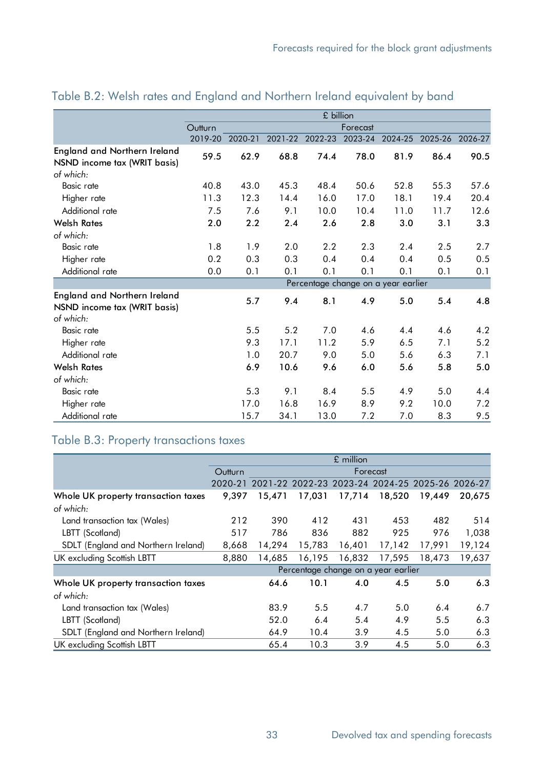## Table B.2: Welsh rates and England and Northern Ireland equivalent by band

| | £ billion | | | | | | | |
|---|---|---|---|---|---|---|---|---|
| | Outturn | Forecast | | | | | | |
| | 2019-20 | 2020-21 | 2021-22 | 2022-23 | 2023-24 | 2024-25 | 2025-26 | 2026-27 |
| **England and Northern Ireland NSND income tax (WRIT basis)** | **59.5** | **62.9** | **68.8** | **74.4** | **78.0** | **81.9** | **86.4** | **90.5** |
| *of which:* | | | | | | | | |
| Basic rate | 40.8 | 43.0 | 45.3 | 48.4 | 50.6 | 52.8 | 55.3 | 57.6 |
| Higher rate | 11.3 | 12.3 | 14.4 | 16.0 | 17.0 | 18.1 | 19.4 | 20.4 |
| Additional rate | 7.5 | 7.6 | 9.1 | 10.0 | 10.4 | 11.0 | 11.7 | 12.6 |
| **Welsh Rates** | **2.0** | **2.2** | **2.4** | **2.6** | **2.8** | **3.0** | **3.1** | **3.3** |
| *of which:* | | | | | | | | |
| Basic rate | 1.8 | 1.9 | 2.0 | 2.2 | 2.3 | 2.4 | 2.5 | 2.7 |
| Higher rate | 0.2 | 0.3 | 0.3 | 0.4 | 0.4 | 0.4 | 0.5 | 0.5 |
| Additional rate | 0.0 | 0.1 | 0.1 | 0.1 | 0.1 | 0.1 | 0.1 | 0.1 |
| | Percentage change on a year earlier | | | | | | | |
| **England and Northern Ireland NSND income tax (WRIT basis)** | | **5.7** | **9.4** | **8.1** | **4.9** | **5.0** | **5.4** | **4.8** |
| *of which:* | | | | | | | | |
| Basic rate | | 5.5 | 5.2 | 7.0 | 4.6 | 4.4 | 4.6 | 4.2 |
| Higher rate | | 9.3 | 17.1 | 11.2 | 5.9 | 6.5 | 7.1 | 5.2 |
| Additional rate | | 1.0 | 20.7 | 9.0 | 5.0 | 5.6 | 6.3 | 7.1 |
| **Welsh Rates** | | **6.9** | **10.6** | **9.6** | **6.0** | **5.6** | **5.8** | **5.0** |
| *of which:* | | | | | | | | |
| Basic rate | | 5.3 | 9.1 | 8.4 | 5.5 | 4.9 | 5.0 | 4.4 |
| Higher rate | | 17.0 | 16.8 | 16.9 | 8.9 | 9.2 | 10.0 | 7.2 |
| Additional rate | | 15.7 | 34.1 | 13.0 | 7.2 | 7.0 | 8.3 | 9.5 |

## Table B.3: Property transactions taxes

| | £ million | | | | | | |
|---|---|---|---|---|---|---|---|
| | Outturn | Forecast | | | | | |
| | 2020-21 | 2021-22 | 2022-23 | 2023-24 | 2024-25 | 2025-26 | 2026-27 |
| **Whole UK property transaction taxes** | **9,397** | **15,471** | **17,031** | **17,714** | **18,520** | **19,449** | **20,675** |
| *of which:* | | | | | | | |
| Land transaction tax (Wales) | 212 | 390 | 412 | 431 | 453 | 482 | 514 |
| LBTT (Scotland) | 517 | 786 | 836 | 882 | 925 | 976 | 1,038 |
| SDLT (England and Northern Ireland) | 8,668 | 14,294 | 15,783 | 16,401 | 17,142 | 17,991 | 19,124 |
| UK excluding Scottish LBTT | 8,880 | 14,685 | 16,195 | 16,832 | 17,595 | 18,473 | 19,637 |
| | Percentage change on a year earlier | | | | | | |
| **Whole UK property transaction taxes** | | **64.6** | **10.1** | **4.0** | **4.5** | **5.0** | **6.3** |
| *of which:* | | | | | | | |
| Land transaction tax (Wales) | | 83.9 | 5.5 | 4.7 | 5.0 | 6.4 | 6.7 |
| LBTT (Scotland) | | 52.0 | 6.4 | 5.4 | 4.9 | 5.5 | 6.3 |
| SDLT (England and Northern Ireland) | | 64.9 | 10.4 | 3.9 | 4.5 | 5.0 | 6.3 |
| UK excluding Scottish LBTT | | 65.4 | 10.3 | 3.9 | 4.5 | 5.0 | 6.3 |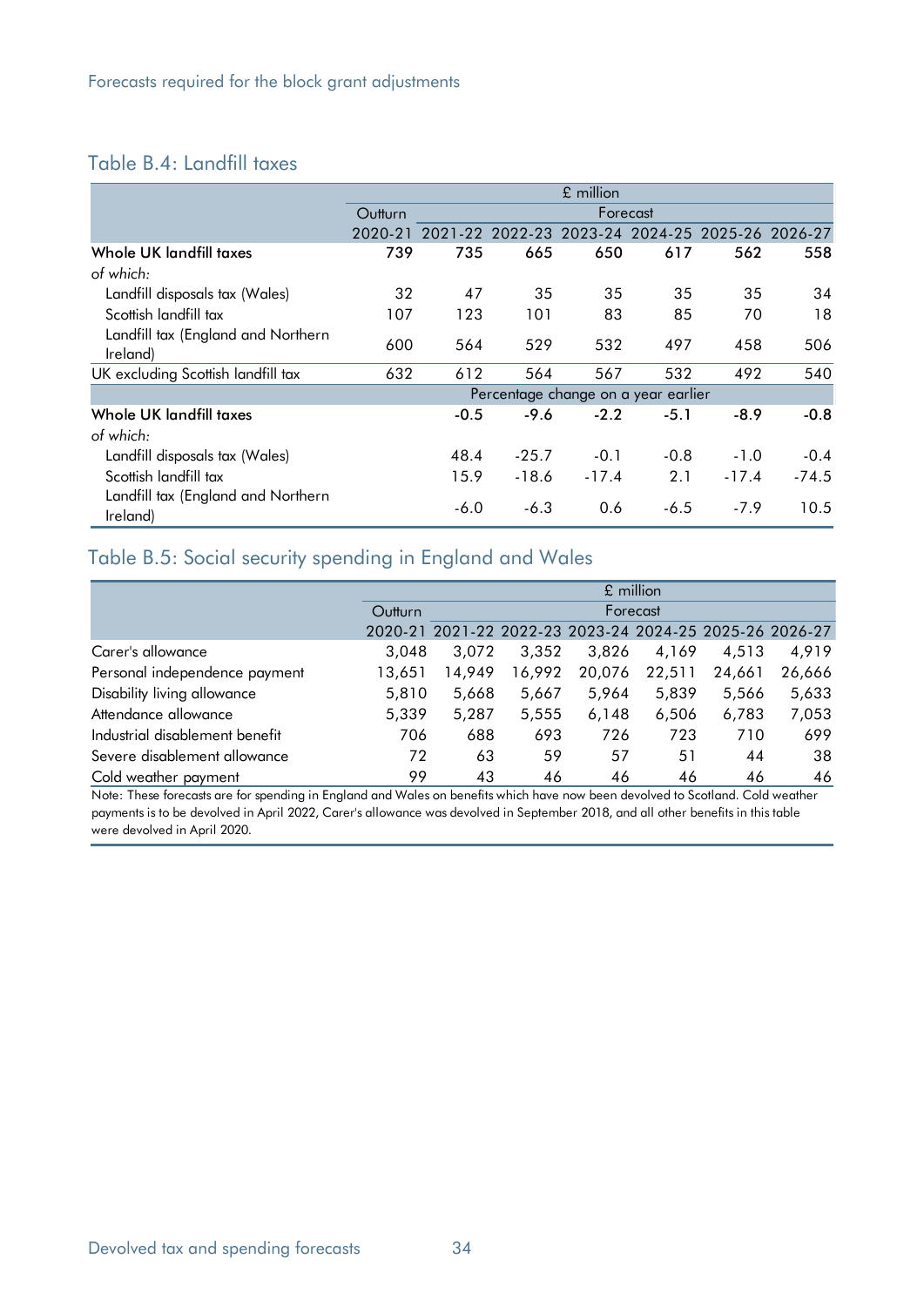## Table B.4: Landfill taxes

| | £ million | | | | | | |
|---|---|---|---|---|---|---|---|
| | Outturn | Forecast | | | | | |
| | 2020-21 | 2021-22 | 2022-23 | 2023-24 | 2024-25 | 2025-26 | 2026-27 |
| **Whole UK landfill taxes** | **739** | **735** | **665** | **650** | **617** | **562** | **558** |
| *of which:* | | | | | | | |
| Landfill disposals tax (Wales) | 32 | 47 | 35 | 35 | 35 | 35 | 34 |
| Scottish landfill tax | 107 | 123 | 101 | 83 | 85 | 70 | 18 |
| Landfill tax (England and Northern Ireland) | 600 | 564 | 529 | 532 | 497 | 458 | 506 |
| UK excluding Scottish landfill tax | 632 | 612 | 564 | 567 | 532 | 492 | 540 |
| | Percentage change on a year earlier | | | | | | |
| **Whole UK landfill taxes** | | **-0.5** | **-9.6** | **-2.2** | **-5.1** | **-8.9** | **-0.8** |
| *of which:* | | | | | | | |
| Landfill disposals tax (Wales) | | 48.4 | -25.7 | -0.1 | -0.8 | -1.0 | -0.4 |
| Scottish landfill tax | | 15.9 | -18.6 | -17.4 | 2.1 | -17.4 | -74.5 |
| Landfill tax (England and Northern Ireland) | | -6.0 | -6.3 | 0.6 | -6.5 | -7.9 | 10.5 |

## Table B.5: Social security spending in England and Wales

| | £ million | | | | | | |
|---|---|---|---|---|---|---|---|
| | Outturn | Forecast | | | | | |
| | 2020-21 | 2021-22 | 2022-23 | 2023-24 | 2024-25 | 2025-26 | 2026-27 |
| Carer's allowance | 3,048 | 3,072 | 3,352 | 3,826 | 4,169 | 4,513 | 4,919 |
| Personal independence payment | 13,651 | 14,949 | 16,992 | 20,076 | 22,511 | 24,661 | 26,666 |
| Disability living allowance | 5,810 | 5,668 | 5,667 | 5,964 | 5,839 | 5,566 | 5,633 |
| Attendance allowance | 5,339 | 5,287 | 5,555 | 6,148 | 6,506 | 6,783 | 7,053 |
| Industrial disablement benefit | 706 | 688 | 693 | 726 | 723 | 710 | 699 |
| Severe disablement allowance | 72 | 63 | 59 | 57 | 51 | 44 | 38 |
| Cold weather payment | 99 | 43 | 46 | 46 | 46 | 46 | 46 |

Note: These forecasts are for spending in England and Wales on benefits which have now been devolved to Scotland. Cold weather payments is to be devolved in April 2022, Carer's allowance was devolved in September 2018, and all other benefits in this table were devolved in April 2020.